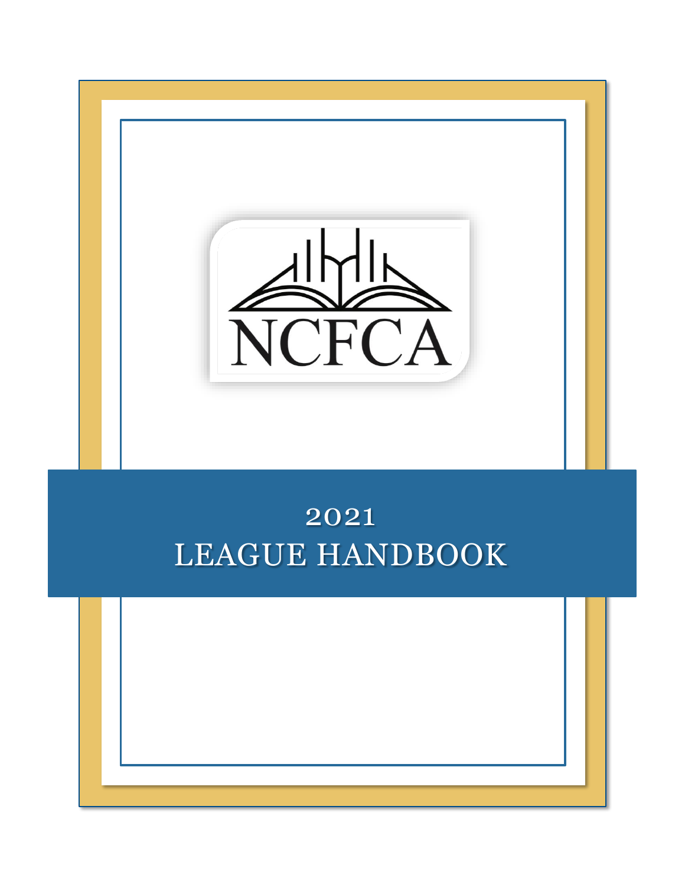NCFCA

# 2021
# LEAGUE HANDBOOK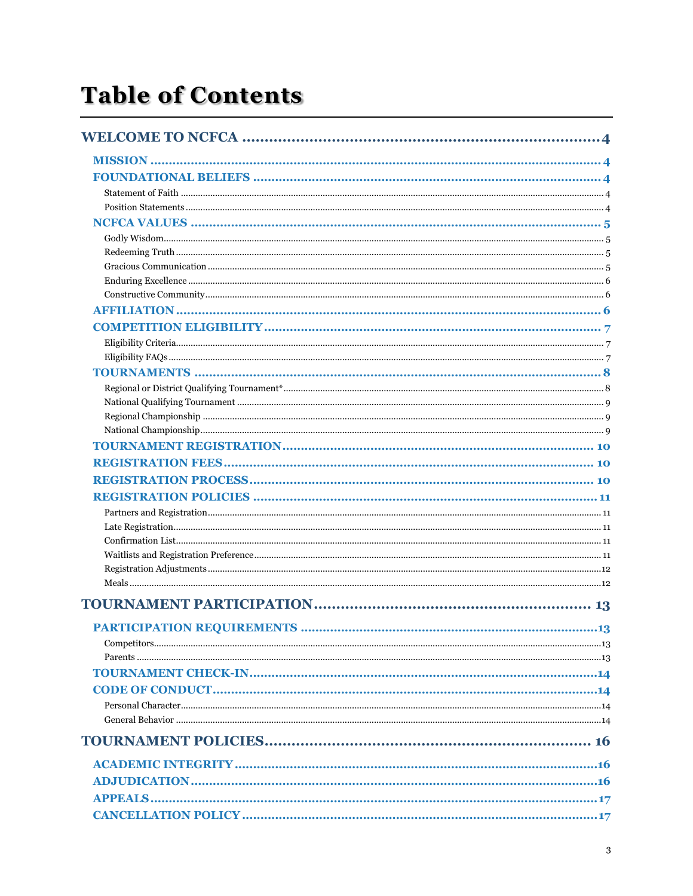# Table of Contents

- **WELCOME TO NCFCA** ........ 4
  - **MISSION** ........ 4
  - **FOUNDATIONAL BELIEFS** ........ 4
    - Statement of Faith ........ 4
    - Position Statements ........ 4
  - **NCFCA VALUES** ........ 5
    - Godly Wisdom ........ 5
    - Redeeming Truth ........ 5
    - Gracious Communication ........ 5
    - Enduring Excellence ........ 6
    - Constructive Community ........ 6
  - **AFFILIATION** ........ 6
  - **COMPETITION ELIGIBILITY** ........ 7
    - Eligibility Criteria ........ 7
    - Eligibility FAQs ........ 7
  - **TOURNAMENTS** ........ 8
    - Regional or District Qualifying Tournament* ........ 8
    - National Qualifying Tournament ........ 9
    - Regional Championship ........ 9
    - National Championship ........ 9
  - **TOURNAMENT REGISTRATION** ........ 10
  - **REGISTRATION FEES** ........ 10
  - **REGISTRATION PROCESS** ........ 10
  - **REGISTRATION POLICIES** ........ 11
    - Partners and Registration ........ 11
    - Late Registration ........ 11
    - Confirmation List ........ 11
    - Waitlists and Registration Preference ........ 11
    - Registration Adjustments ........ 12
    - Meals ........ 12
- **TOURNAMENT PARTICIPATION** ........ 13
  - **PARTICIPATION REQUIREMENTS** ........ 13
    - Competitors ........ 13
    - Parents ........ 13
  - **TOURNAMENT CHECK-IN** ........ 14
  - **CODE OF CONDUCT** ........ 14
    - Personal Character ........ 14
    - General Behavior ........ 14
- **TOURNAMENT POLICIES** ........ 16
  - **ACADEMIC INTEGRITY** ........ 16
  - **ADJUDICATION** ........ 16
  - **APPEALS** ........ 17
  - **CANCELLATION POLICY** ........ 17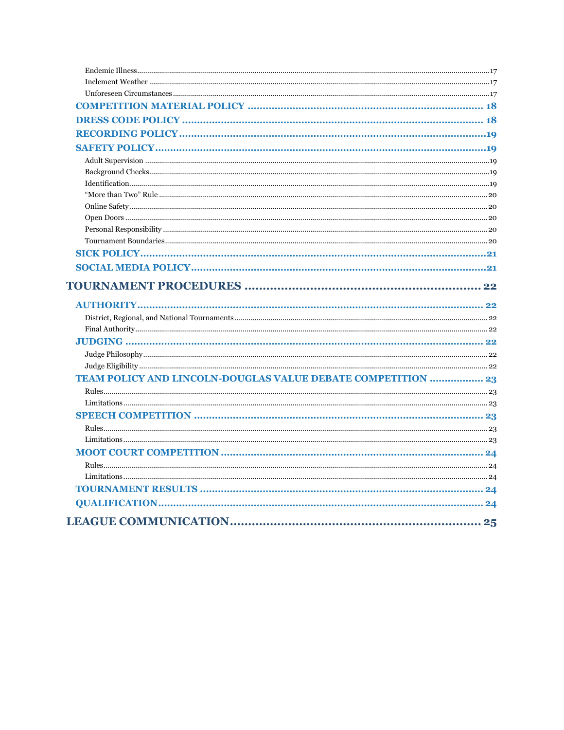Endemic Illness ..... 17
Inclement Weather ..... 17
Unforeseen Circumstances ..... 17

**COMPETITION MATERIAL POLICY ..... 18**

**DRESS CODE POLICY ..... 18**

**RECORDING POLICY ..... 19**

**SAFETY POLICY ..... 19**

Adult Supervision ..... 19
Background Checks ..... 19
Identification ..... 19
"More than Two" Rule ..... 20
Online Safety ..... 20
Open Doors ..... 20
Personal Responsibility ..... 20
Tournament Boundaries ..... 20

**SICK POLICY ..... 21**

**SOCIAL MEDIA POLICY ..... 21**

**TOURNAMENT PROCEDURES ..... 22**

**AUTHORITY ..... 22**

District, Regional, and National Tournaments ..... 22
Final Authority ..... 22

**JUDGING ..... 22**

Judge Philosophy ..... 22
Judge Eligibility ..... 22

**TEAM POLICY AND LINCOLN-DOUGLAS VALUE DEBATE COMPETITION ..... 23**

Rules ..... 23
Limitations ..... 23

**SPEECH COMPETITION ..... 23**

Rules ..... 23
Limitations ..... 23

**MOOT COURT COMPETITION ..... 24**

Rules ..... 24
Limitations ..... 24

**TOURNAMENT RESULTS ..... 24**

**QUALIFICATION ..... 24**

**LEAGUE COMMUNICATION ..... 25**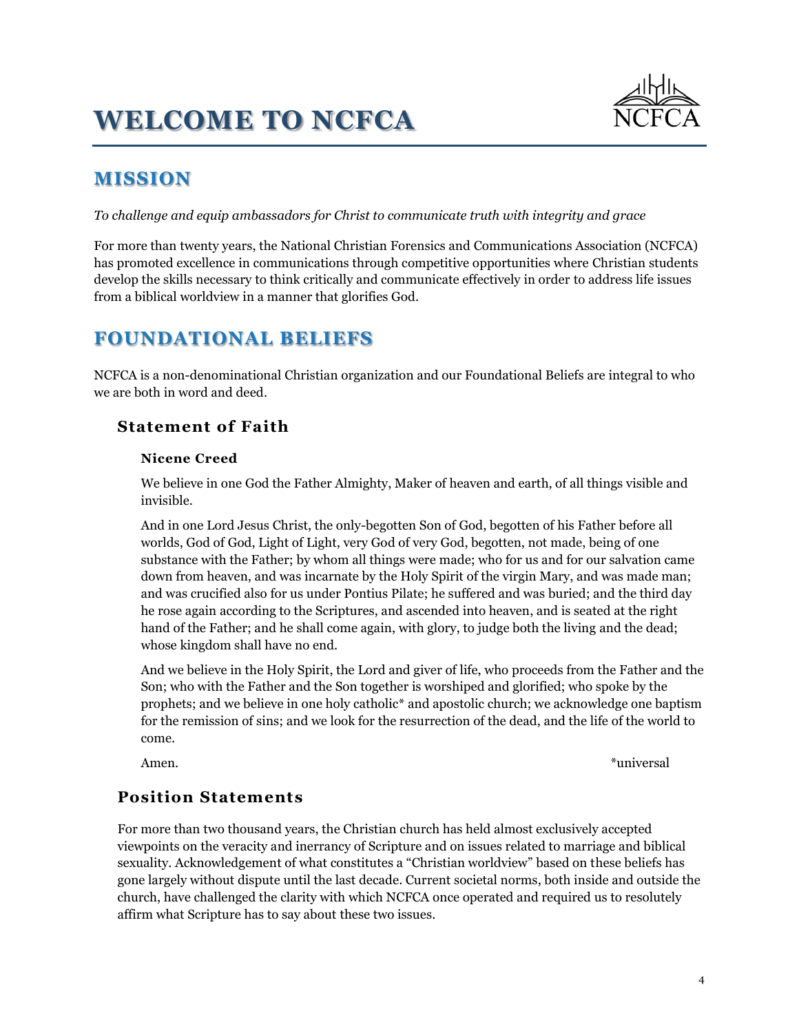# WELCOME TO NCFCA

## MISSION

*To challenge and equip ambassadors for Christ to communicate truth with integrity and grace*

For more than twenty years, the National Christian Forensics and Communications Association (NCFCA) has promoted excellence in communications through competitive opportunities where Christian students develop the skills necessary to think critically and communicate effectively in order to address life issues from a biblical worldview in a manner that glorifies God.

## FOUNDATIONAL BELIEFS

NCFCA is a non-denominational Christian organization and our Foundational Beliefs are integral to who we are both in word and deed.

### Statement of Faith

**Nicene Creed**

We believe in one God the Father Almighty, Maker of heaven and earth, of all things visible and invisible.

And in one Lord Jesus Christ, the only-begotten Son of God, begotten of his Father before all worlds, God of God, Light of Light, very God of very God, begotten, not made, being of one substance with the Father; by whom all things were made; who for us and for our salvation came down from heaven, and was incarnate by the Holy Spirit of the virgin Mary, and was made man; and was crucified also for us under Pontius Pilate; he suffered and was buried; and the third day he rose again according to the Scriptures, and ascended into heaven, and is seated at the right hand of the Father; and he shall come again, with glory, to judge both the living and the dead; whose kingdom shall have no end.

And we believe in the Holy Spirit, the Lord and giver of life, who proceeds from the Father and the Son; who with the Father and the Son together is worshiped and glorified; who spoke by the prophets; and we believe in one holy catholic* and apostolic church; we acknowledge one baptism for the remission of sins; and we look for the resurrection of the dead, and the life of the world to come.

Amen.

*universal

### Position Statements

For more than two thousand years, the Christian church has held almost exclusively accepted viewpoints on the veracity and inerrancy of Scripture and on issues related to marriage and biblical sexuality. Acknowledgement of what constitutes a "Christian worldview" based on these beliefs has gone largely without dispute until the last decade. Current societal norms, both inside and outside the church, have challenged the clarity with which NCFCA once operated and required us to resolutely affirm what Scripture has to say about these two issues.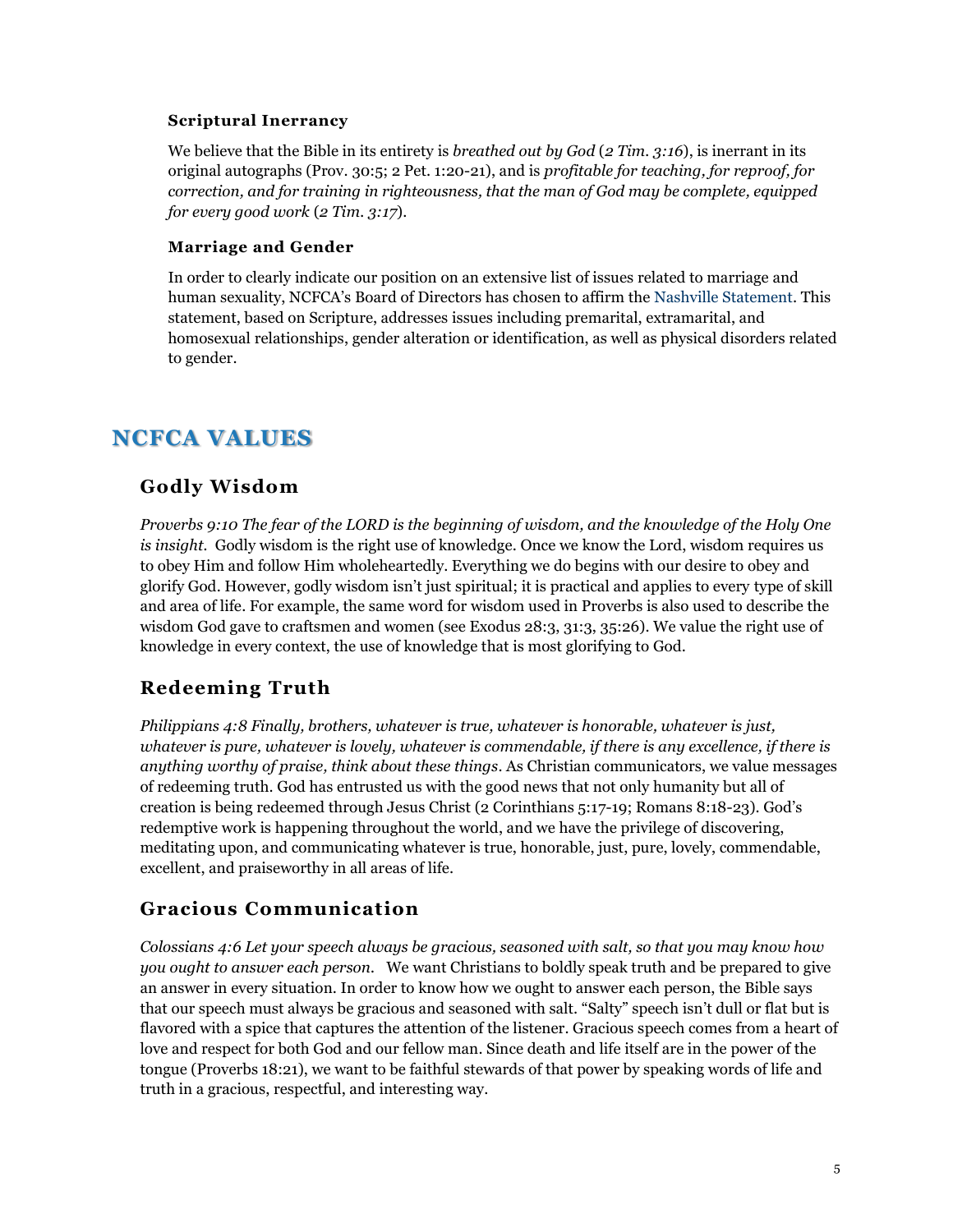### Scriptural Inerrancy

We believe that the Bible in its entirety is *breathed out by God* (*2 Tim. 3:16*), is inerrant in its original autographs (Prov. 30:5; 2 Pet. 1:20-21), and is *profitable for teaching, for reproof, for correction, and for training in righteousness, that the man of God may be complete, equipped for every good work* (*2 Tim. 3:17*).

### Marriage and Gender

In order to clearly indicate our position on an extensive list of issues related to marriage and human sexuality, NCFCA's Board of Directors has chosen to affirm the Nashville Statement. This statement, based on Scripture, addresses issues including premarital, extramarital, and homosexual relationships, gender alteration or identification, as well as physical disorders related to gender.

# NCFCA VALUES

## Godly Wisdom

*Proverbs 9:10 The fear of the LORD is the beginning of wisdom, and the knowledge of the Holy One is insight.* Godly wisdom is the right use of knowledge. Once we know the Lord, wisdom requires us to obey Him and follow Him wholeheartedly. Everything we do begins with our desire to obey and glorify God. However, godly wisdom isn't just spiritual; it is practical and applies to every type of skill and area of life. For example, the same word for wisdom used in Proverbs is also used to describe the wisdom God gave to craftsmen and women (see Exodus 28:3, 31:3, 35:26). We value the right use of knowledge in every context, the use of knowledge that is most glorifying to God.

## Redeeming Truth

*Philippians 4:8 Finally, brothers, whatever is true, whatever is honorable, whatever is just, whatever is pure, whatever is lovely, whatever is commendable, if there is any excellence, if there is anything worthy of praise, think about these things*. As Christian communicators, we value messages of redeeming truth. God has entrusted us with the good news that not only humanity but all of creation is being redeemed through Jesus Christ (2 Corinthians 5:17-19; Romans 8:18-23). God's redemptive work is happening throughout the world, and we have the privilege of discovering, meditating upon, and communicating whatever is true, honorable, just, pure, lovely, commendable, excellent, and praiseworthy in all areas of life.

## Gracious Communication

*Colossians 4:6 Let your speech always be gracious, seasoned with salt, so that you may know how you ought to answer each person.* We want Christians to boldly speak truth and be prepared to give an answer in every situation. In order to know how we ought to answer each person, the Bible says that our speech must always be gracious and seasoned with salt. "Salty" speech isn't dull or flat but is flavored with a spice that captures the attention of the listener. Gracious speech comes from a heart of love and respect for both God and our fellow man. Since death and life itself are in the power of the tongue (Proverbs 18:21), we want to be faithful stewards of that power by speaking words of life and truth in a gracious, respectful, and interesting way.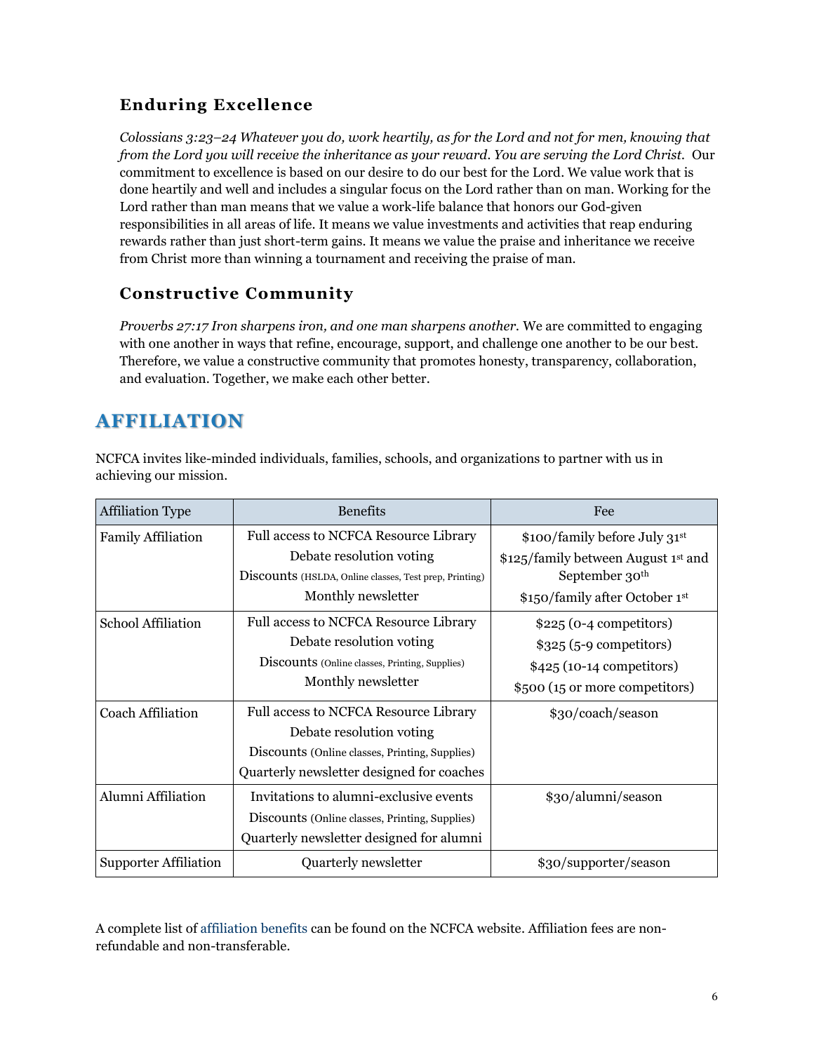### Enduring Excellence

*Colossians 3:23–24 Whatever you do, work heartily, as for the Lord and not for men, knowing that from the Lord you will receive the inheritance as your reward. You are serving the Lord Christ.* Our commitment to excellence is based on our desire to do our best for the Lord. We value work that is done heartily and well and includes a singular focus on the Lord rather than on man. Working for the Lord rather than man means that we value a work-life balance that honors our God-given responsibilities in all areas of life. It means we value investments and activities that reap enduring rewards rather than just short-term gains. It means we value the praise and inheritance we receive from Christ more than winning a tournament and receiving the praise of man.

### Constructive Community

*Proverbs 27:17 Iron sharpens iron, and one man sharpens another.* We are committed to engaging with one another in ways that refine, encourage, support, and challenge one another to be our best. Therefore, we value a constructive community that promotes honesty, transparency, collaboration, and evaluation. Together, we make each other better.

## AFFILIATION

NCFCA invites like-minded individuals, families, schools, and organizations to partner with us in achieving our mission.

| Affiliation Type | Benefits | Fee |
|---|---|---|
| Family Affiliation | Full access to NCFCA Resource Library<br>Debate resolution voting<br>Discounts (HSLDA, Online classes, Test prep, Printing)<br>Monthly newsletter | $100/family before July 31st<br>$125/family between August 1st and September 30th<br>$150/family after October 1st |
| School Affiliation | Full access to NCFCA Resource Library<br>Debate resolution voting<br>Discounts (Online classes, Printing, Supplies)<br>Monthly newsletter | $225 (0-4 competitors)<br>$325 (5-9 competitors)<br>$425 (10-14 competitors)<br>$500 (15 or more competitors) |
| Coach Affiliation | Full access to NCFCA Resource Library<br>Debate resolution voting<br>Discounts (Online classes, Printing, Supplies)<br>Quarterly newsletter designed for coaches | $30/coach/season |
| Alumni Affiliation | Invitations to alumni-exclusive events<br>Discounts (Online classes, Printing, Supplies)<br>Quarterly newsletter designed for alumni | $30/alumni/season |
| Supporter Affiliation | Quarterly newsletter | $30/supporter/season |

A complete list of affiliation benefits can be found on the NCFCA website. Affiliation fees are non-refundable and non-transferable.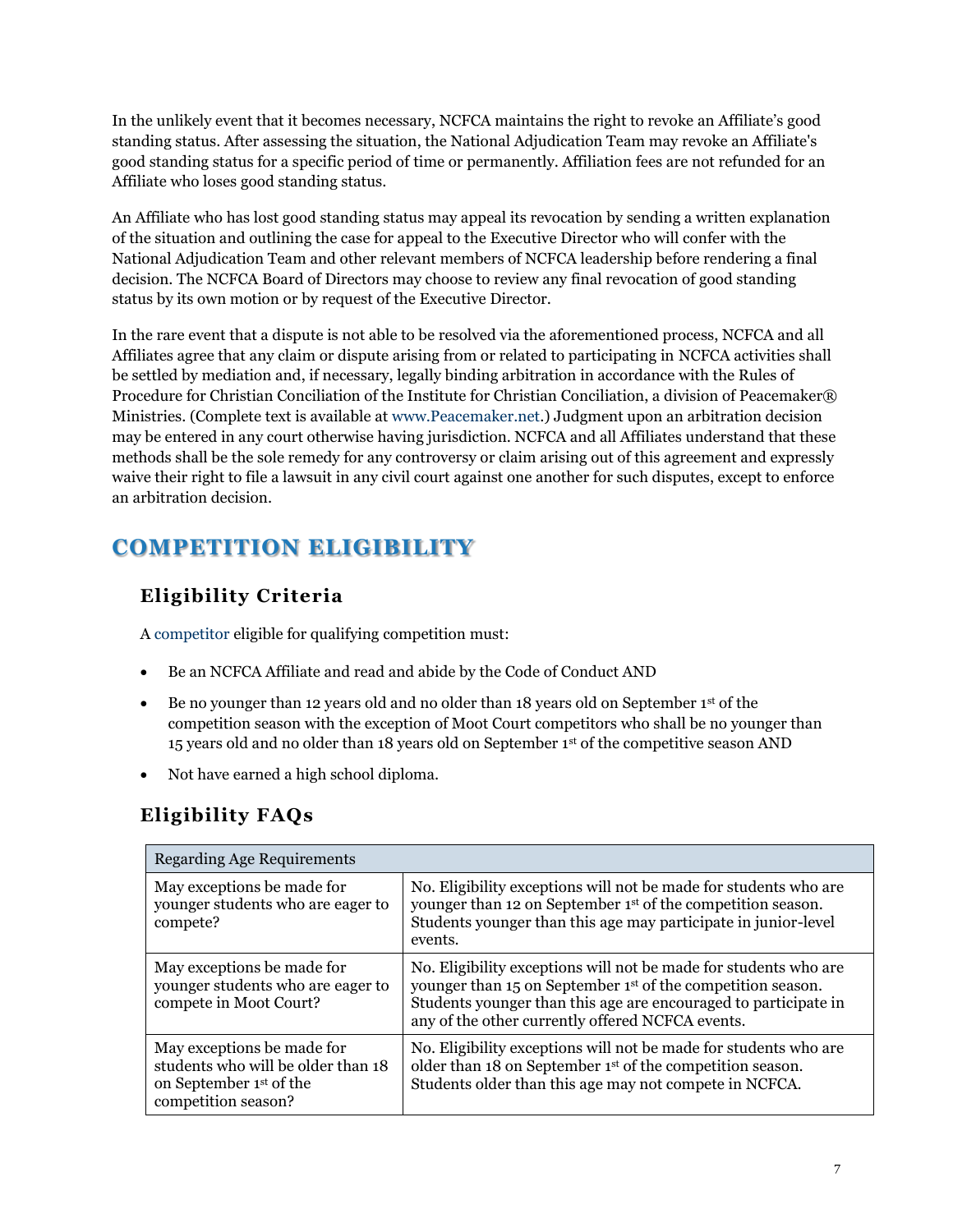In the unlikely event that it becomes necessary, NCFCA maintains the right to revoke an Affiliate's good standing status. After assessing the situation, the National Adjudication Team may revoke an Affiliate's good standing status for a specific period of time or permanently. Affiliation fees are not refunded for an Affiliate who loses good standing status.

An Affiliate who has lost good standing status may appeal its revocation by sending a written explanation of the situation and outlining the case for appeal to the Executive Director who will confer with the National Adjudication Team and other relevant members of NCFCA leadership before rendering a final decision. The NCFCA Board of Directors may choose to review any final revocation of good standing status by its own motion or by request of the Executive Director.

In the rare event that a dispute is not able to be resolved via the aforementioned process, NCFCA and all Affiliates agree that any claim or dispute arising from or related to participating in NCFCA activities shall be settled by mediation and, if necessary, legally binding arbitration in accordance with the Rules of Procedure for Christian Conciliation of the Institute for Christian Conciliation, a division of Peacemaker® Ministries. (Complete text is available at www.Peacemaker.net.) Judgment upon an arbitration decision may be entered in any court otherwise having jurisdiction. NCFCA and all Affiliates understand that these methods shall be the sole remedy for any controversy or claim arising out of this agreement and expressly waive their right to file a lawsuit in any civil court against one another for such disputes, except to enforce an arbitration decision.

# COMPETITION ELIGIBILITY

## Eligibility Criteria

A competitor eligible for qualifying competition must:

- Be an NCFCA Affiliate and read and abide by the Code of Conduct AND
- Be no younger than 12 years old and no older than 18 years old on September 1st of the competition season with the exception of Moot Court competitors who shall be no younger than 15 years old and no older than 18 years old on September 1st of the competitive season AND
- Not have earned a high school diploma.

## Eligibility FAQs

| Regarding Age Requirements | |
|---|---|
| May exceptions be made for younger students who are eager to compete? | No. Eligibility exceptions will not be made for students who are younger than 12 on September 1st of the competition season. Students younger than this age may participate in junior-level events. |
| May exceptions be made for younger students who are eager to compete in Moot Court? | No. Eligibility exceptions will not be made for students who are younger than 15 on September 1st of the competition season. Students younger than this age are encouraged to participate in any of the other currently offered NCFCA events. |
| May exceptions be made for students who will be older than 18 on September 1st of the competition season? | No. Eligibility exceptions will not be made for students who are older than 18 on September 1st of the competition season. Students older than this age may not compete in NCFCA. |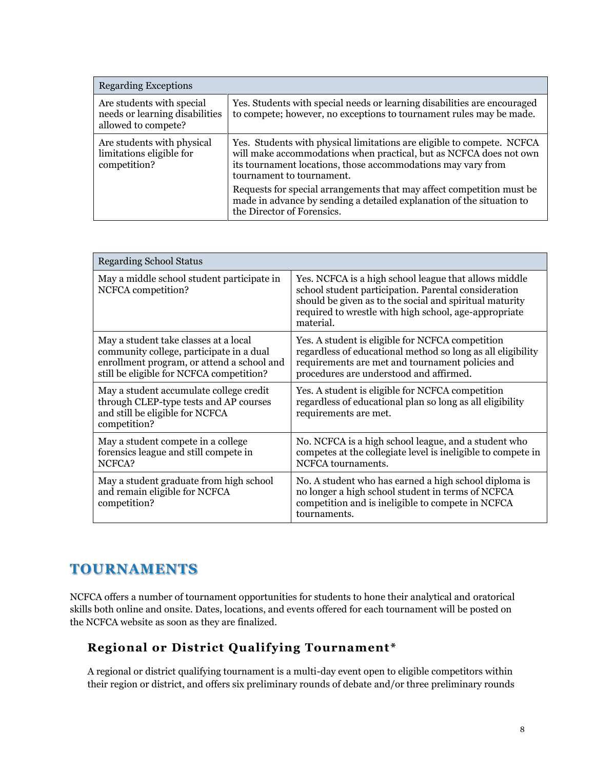| Regarding Exceptions | |
|---|---|
| Are students with special needs or learning disabilities allowed to compete? | Yes. Students with special needs or learning disabilities are encouraged to compete; however, no exceptions to tournament rules may be made. |
| Are students with physical limitations eligible for competition? | Yes. Students with physical limitations are eligible to compete. NCFCA will make accommodations when practical, but as NCFCA does not own its tournament locations, those accommodations may vary from tournament to tournament. Requests for special arrangements that may affect competition must be made in advance by sending a detailed explanation of the situation to the Director of Forensics. |

| Regarding School Status | |
|---|---|
| May a middle school student participate in NCFCA competition? | Yes. NCFCA is a high school league that allows middle school student participation. Parental consideration should be given as to the social and spiritual maturity required to wrestle with high school, age-appropriate material. |
| May a student take classes at a local community college, participate in a dual enrollment program, or attend a school and still be eligible for NCFCA competition? | Yes. A student is eligible for NCFCA competition regardless of educational method so long as all eligibility requirements are met and tournament policies and procedures are understood and affirmed. |
| May a student accumulate college credit through CLEP-type tests and AP courses and still be eligible for NCFCA competition? | Yes. A student is eligible for NCFCA competition regardless of educational plan so long as all eligibility requirements are met. |
| May a student compete in a college forensics league and still compete in NCFCA? | No. NCFCA is a high school league, and a student who competes at the collegiate level is ineligible to compete in NCFCA tournaments. |
| May a student graduate from high school and remain eligible for NCFCA competition? | No. A student who has earned a high school diploma is no longer a high school student in terms of NCFCA competition and is ineligible to compete in NCFCA tournaments. |

# TOURNAMENTS

NCFCA offers a number of tournament opportunities for students to hone their analytical and oratorical skills both online and onsite. Dates, locations, and events offered for each tournament will be posted on the NCFCA website as soon as they are finalized.

## Regional or District Qualifying Tournament*

A regional or district qualifying tournament is a multi-day event open to eligible competitors within their region or district, and offers six preliminary rounds of debate and/or three preliminary rounds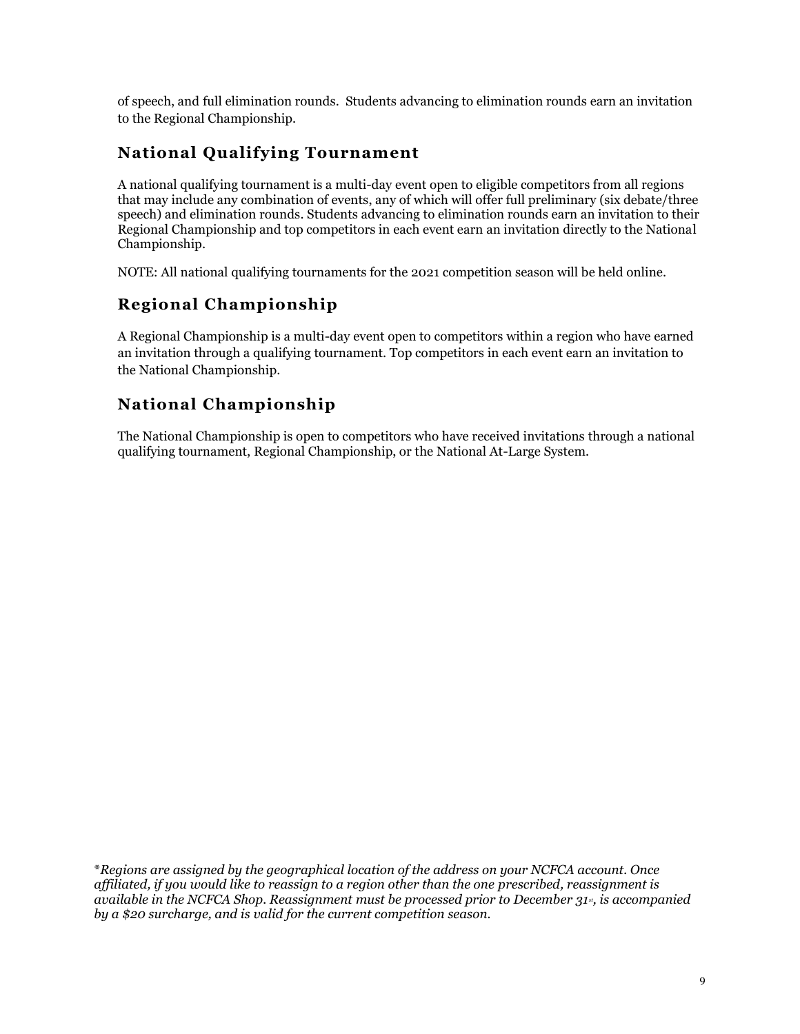of speech, and full elimination rounds. Students advancing to elimination rounds earn an invitation to the Regional Championship.

## National Qualifying Tournament

A national qualifying tournament is a multi-day event open to eligible competitors from all regions that may include any combination of events, any of which will offer full preliminary (six debate/three speech) and elimination rounds. Students advancing to elimination rounds earn an invitation to their Regional Championship and top competitors in each event earn an invitation directly to the National Championship.

NOTE: All national qualifying tournaments for the 2021 competition season will be held online.

## Regional Championship

A Regional Championship is a multi-day event open to competitors within a region who have earned an invitation through a qualifying tournament. Top competitors in each event earn an invitation to the National Championship.

## National Championship

The National Championship is open to competitors who have received invitations through a national qualifying tournament, Regional Championship, or the National At-Large System.

**\****Regions are assigned by the geographical location of the address on your NCFCA account. Once affiliated, if you would like to reassign to a region other than the one prescribed, reassignment is available in the NCFCA Shop. Reassignment must be processed prior to December 31st, is accompanied by a $20 surcharge, and is valid for the current competition season.*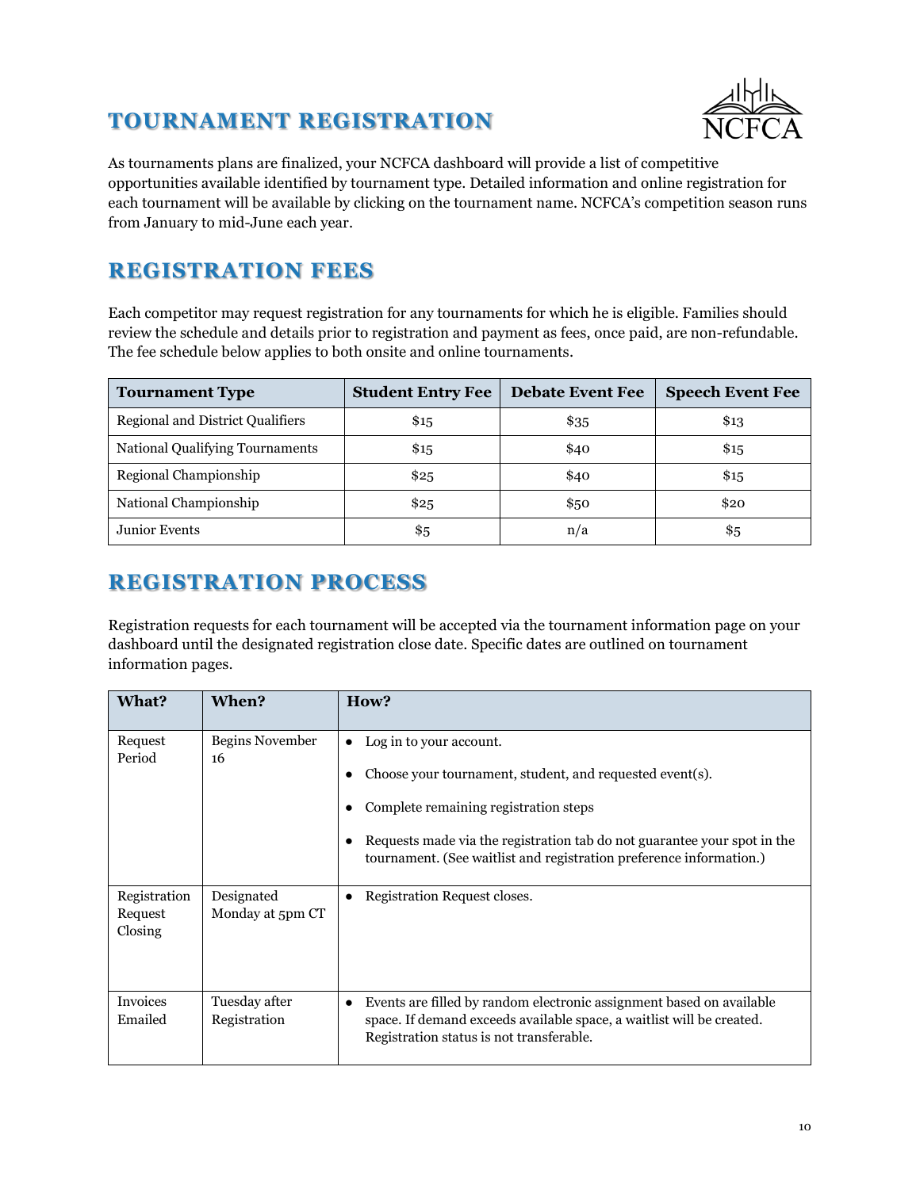## TOURNAMENT REGISTRATION

As tournaments plans are finalized, your NCFCA dashboard will provide a list of competitive opportunities available identified by tournament type. Detailed information and online registration for each tournament will be available by clicking on the tournament name. NCFCA's competition season runs from January to mid-June each year.

## REGISTRATION FEES

Each competitor may request registration for any tournaments for which he is eligible. Families should review the schedule and details prior to registration and payment as fees, once paid, are non-refundable. The fee schedule below applies to both onsite and online tournaments.

| Tournament Type | Student Entry Fee | Debate Event Fee | Speech Event Fee |
|---|---|---|---|
| Regional and District Qualifiers | $15 | $35 | $13 |
| National Qualifying Tournaments | $15 | $40 | $15 |
| Regional Championship | $25 | $40 | $15 |
| National Championship | $25 | $50 | $20 |
| Junior Events | $5 | n/a | $5 |

## REGISTRATION PROCESS

Registration requests for each tournament will be accepted via the tournament information page on your dashboard until the designated registration close date. Specific dates are outlined on tournament information pages.

| What? | When? | How? |
|---|---|---|
| Request Period | Begins November 16 | • Log in to your account.<br>• Choose your tournament, student, and requested event(s).<br>• Complete remaining registration steps<br>• Requests made via the registration tab do not guarantee your spot in the tournament. (See waitlist and registration preference information.) |
| Registration Request Closing | Designated Monday at 5pm CT | • Registration Request closes. |
| Invoices Emailed | Tuesday after Registration | • Events are filled by random electronic assignment based on available space. If demand exceeds available space, a waitlist will be created. Registration status is not transferable. |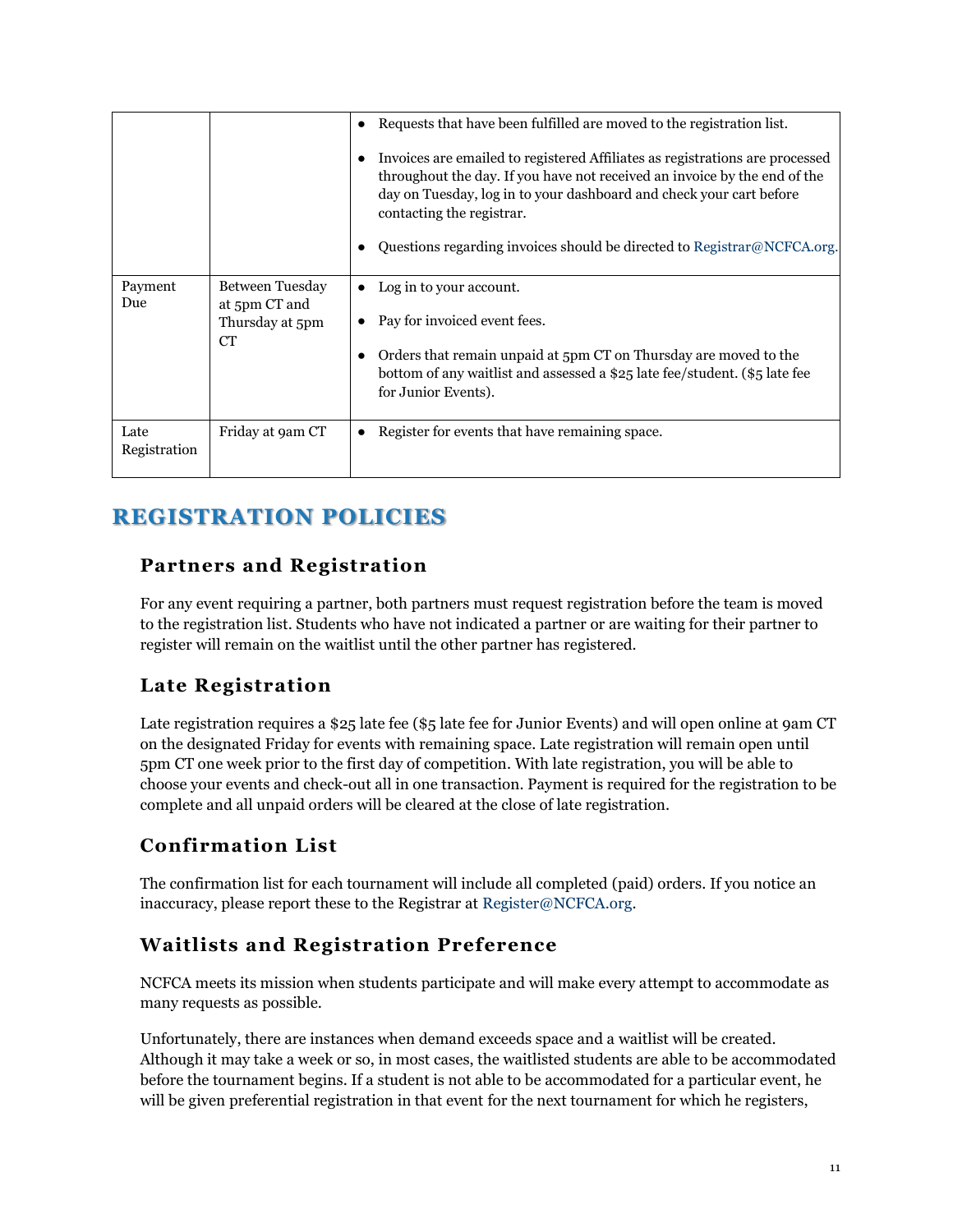| | | |
|---|---|---|
| | | • Requests that have been fulfilled are moved to the registration list.<br>• Invoices are emailed to registered Affiliates as registrations are processed throughout the day. If you have not received an invoice by the end of the day on Tuesday, log in to your dashboard and check your cart before contacting the registrar.<br>• Questions regarding invoices should be directed to Registrar@NCFCA.org. |
| Payment Due | Between Tuesday at 5pm CT and Thursday at 5pm CT | • Log in to your account.<br>• Pay for invoiced event fees.<br>• Orders that remain unpaid at 5pm CT on Thursday are moved to the bottom of any waitlist and assessed a $25 late fee/student. ($5 late fee for Junior Events). |
| Late Registration | Friday at 9am CT | • Register for events that have remaining space. |

# REGISTRATION POLICIES

## Partners and Registration

For any event requiring a partner, both partners must request registration before the team is moved to the registration list. Students who have not indicated a partner or are waiting for their partner to register will remain on the waitlist until the other partner has registered.

## Late Registration

Late registration requires a $25 late fee ($5 late fee for Junior Events) and will open online at 9am CT on the designated Friday for events with remaining space. Late registration will remain open until 5pm CT one week prior to the first day of competition. With late registration, you will be able to choose your events and check-out all in one transaction. Payment is required for the registration to be complete and all unpaid orders will be cleared at the close of late registration.

## Confirmation List

The confirmation list for each tournament will include all completed (paid) orders. If you notice an inaccuracy, please report these to the Registrar at Register@NCFCA.org.

## Waitlists and Registration Preference

NCFCA meets its mission when students participate and will make every attempt to accommodate as many requests as possible.

Unfortunately, there are instances when demand exceeds space and a waitlist will be created. Although it may take a week or so, in most cases, the waitlisted students are able to be accommodated before the tournament begins. If a student is not able to be accommodated for a particular event, he will be given preferential registration in that event for the next tournament for which he registers,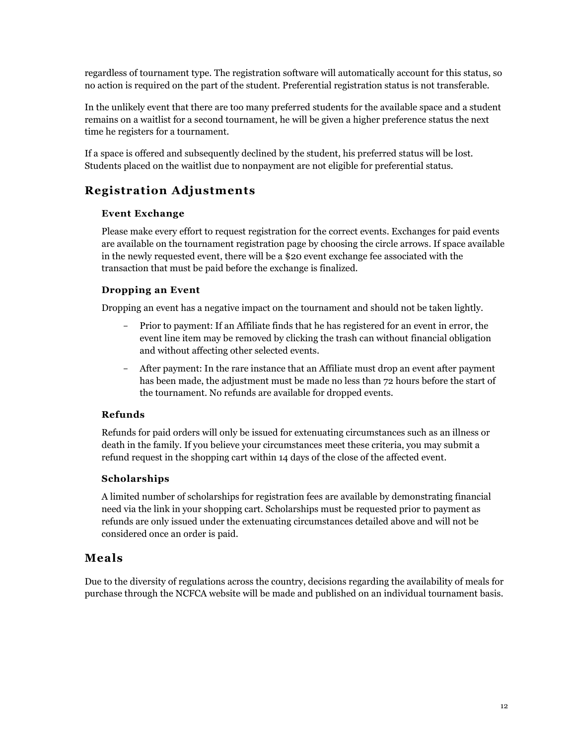regardless of tournament type. The registration software will automatically account for this status, so no action is required on the part of the student. Preferential registration status is not transferable.

In the unlikely event that there are too many preferred students for the available space and a student remains on a waitlist for a second tournament, he will be given a higher preference status the next time he registers for a tournament.

If a space is offered and subsequently declined by the student, his preferred status will be lost. Students placed on the waitlist due to nonpayment are not eligible for preferential status.

## Registration Adjustments

### Event Exchange

Please make every effort to request registration for the correct events. Exchanges for paid events are available on the tournament registration page by choosing the circle arrows. If space available in the newly requested event, there will be a $20 event exchange fee associated with the transaction that must be paid before the exchange is finalized.

### Dropping an Event

Dropping an event has a negative impact on the tournament and should not be taken lightly.

- Prior to payment: If an Affiliate finds that he has registered for an event in error, the event line item may be removed by clicking the trash can without financial obligation and without affecting other selected events.
- After payment: In the rare instance that an Affiliate must drop an event after payment has been made, the adjustment must be made no less than 72 hours before the start of the tournament. No refunds are available for dropped events.

### Refunds

Refunds for paid orders will only be issued for extenuating circumstances such as an illness or death in the family. If you believe your circumstances meet these criteria, you may submit a refund request in the shopping cart within 14 days of the close of the affected event.

### Scholarships

A limited number of scholarships for registration fees are available by demonstrating financial need via the link in your shopping cart. Scholarships must be requested prior to payment as refunds are only issued under the extenuating circumstances detailed above and will not be considered once an order is paid.

## Meals

Due to the diversity of regulations across the country, decisions regarding the availability of meals for purchase through the NCFCA website will be made and published on an individual tournament basis.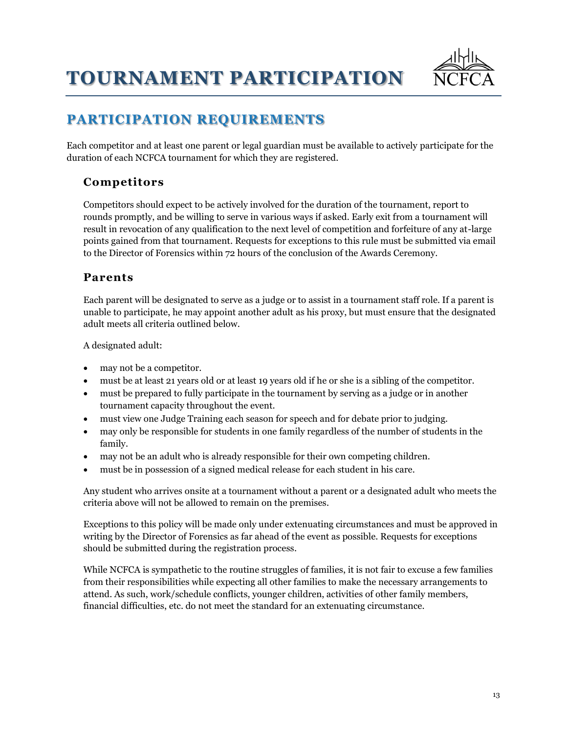# TOURNAMENT PARTICIPATION

## PARTICIPATION REQUIREMENTS

Each competitor and at least one parent or legal guardian must be available to actively participate for the duration of each NCFCA tournament for which they are registered.

### Competitors

Competitors should expect to be actively involved for the duration of the tournament, report to rounds promptly, and be willing to serve in various ways if asked. Early exit from a tournament will result in revocation of any qualification to the next level of competition and forfeiture of any at-large points gained from that tournament. Requests for exceptions to this rule must be submitted via email to the Director of Forensics within 72 hours of the conclusion of the Awards Ceremony.

### Parents

Each parent will be designated to serve as a judge or to assist in a tournament staff role. If a parent is unable to participate, he may appoint another adult as his proxy, but must ensure that the designated adult meets all criteria outlined below.

A designated adult:

- may not be a competitor.
- must be at least 21 years old or at least 19 years old if he or she is a sibling of the competitor.
- must be prepared to fully participate in the tournament by serving as a judge or in another tournament capacity throughout the event.
- must view one Judge Training each season for speech and for debate prior to judging.
- may only be responsible for students in one family regardless of the number of students in the family.
- may not be an adult who is already responsible for their own competing children.
- must be in possession of a signed medical release for each student in his care.

Any student who arrives onsite at a tournament without a parent or a designated adult who meets the criteria above will not be allowed to remain on the premises.

Exceptions to this policy will be made only under extenuating circumstances and must be approved in writing by the Director of Forensics as far ahead of the event as possible. Requests for exceptions should be submitted during the registration process.

While NCFCA is sympathetic to the routine struggles of families, it is not fair to excuse a few families from their responsibilities while expecting all other families to make the necessary arrangements to attend. As such, work/schedule conflicts, younger children, activities of other family members, financial difficulties, etc. do not meet the standard for an extenuating circumstance.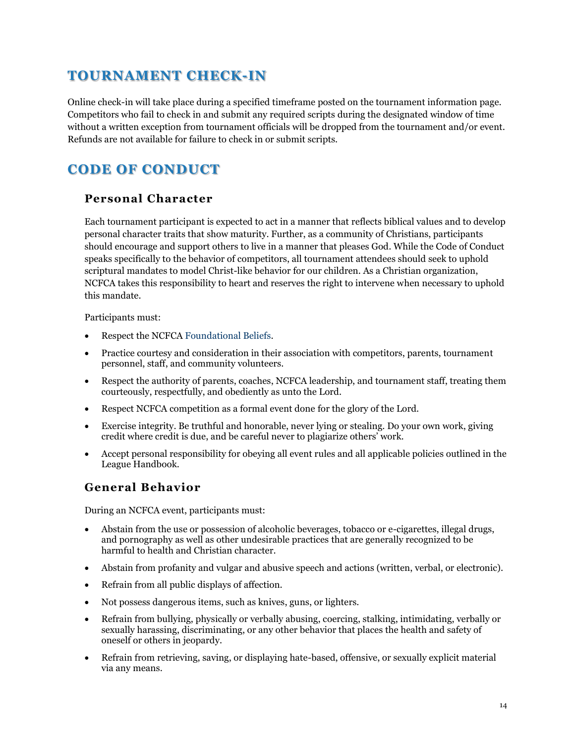## TOURNAMENT CHECK-IN

Online check-in will take place during a specified timeframe posted on the tournament information page. Competitors who fail to check in and submit any required scripts during the designated window of time without a written exception from tournament officials will be dropped from the tournament and/or event. Refunds are not available for failure to check in or submit scripts.

## CODE OF CONDUCT

### Personal Character

Each tournament participant is expected to act in a manner that reflects biblical values and to develop personal character traits that show maturity. Further, as a community of Christians, participants should encourage and support others to live in a manner that pleases God. While the Code of Conduct speaks specifically to the behavior of competitors, all tournament attendees should seek to uphold scriptural mandates to model Christ-like behavior for our children. As a Christian organization, NCFCA takes this responsibility to heart and reserves the right to intervene when necessary to uphold this mandate.

Participants must:

- Respect the NCFCA Foundational Beliefs.
- Practice courtesy and consideration in their association with competitors, parents, tournament personnel, staff, and community volunteers.
- Respect the authority of parents, coaches, NCFCA leadership, and tournament staff, treating them courteously, respectfully, and obediently as unto the Lord.
- Respect NCFCA competition as a formal event done for the glory of the Lord.
- Exercise integrity. Be truthful and honorable, never lying or stealing. Do your own work, giving credit where credit is due, and be careful never to plagiarize others' work.
- Accept personal responsibility for obeying all event rules and all applicable policies outlined in the League Handbook.

### General Behavior

During an NCFCA event, participants must:

- Abstain from the use or possession of alcoholic beverages, tobacco or e-cigarettes, illegal drugs, and pornography as well as other undesirable practices that are generally recognized to be harmful to health and Christian character.
- Abstain from profanity and vulgar and abusive speech and actions (written, verbal, or electronic).
- Refrain from all public displays of affection.
- Not possess dangerous items, such as knives, guns, or lighters.
- Refrain from bullying, physically or verbally abusing, coercing, stalking, intimidating, verbally or sexually harassing, discriminating, or any other behavior that places the health and safety of oneself or others in jeopardy.
- Refrain from retrieving, saving, or displaying hate-based, offensive, or sexually explicit material via any means.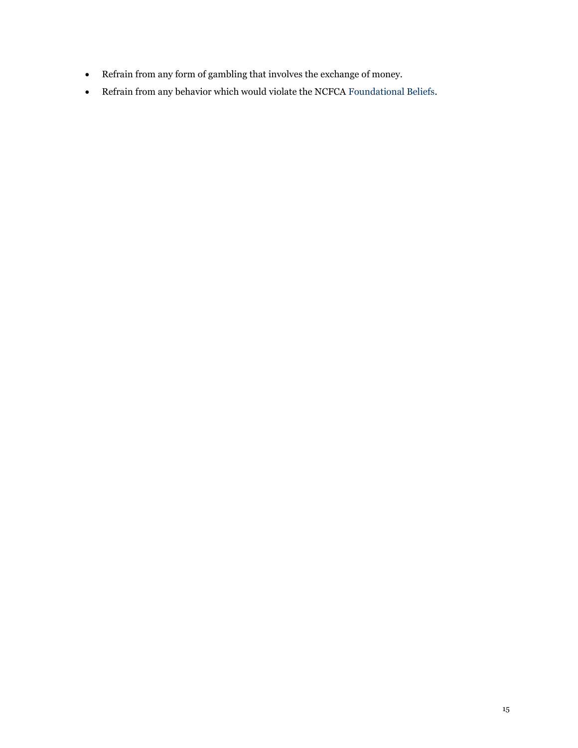- Refrain from any form of gambling that involves the exchange of money.
- Refrain from any behavior which would violate the NCFCA Foundational Beliefs.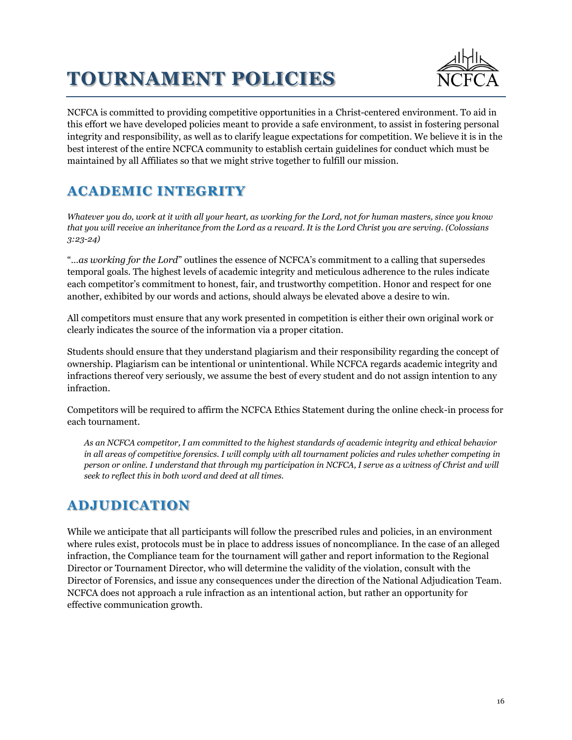# TOURNAMENT POLICIES

NCFCA is committed to providing competitive opportunities in a Christ-centered environment. To aid in this effort we have developed policies meant to provide a safe environment, to assist in fostering personal integrity and responsibility, as well as to clarify league expectations for competition. We believe it is in the best interest of the entire NCFCA community to establish certain guidelines for conduct which must be maintained by all Affiliates so that we might strive together to fulfill our mission.

## ACADEMIC INTEGRITY

*Whatever you do, work at it with all your heart, as working for the Lord, not for human masters, since you know that you will receive an inheritance from the Lord as a reward. It is the Lord Christ you are serving. (Colossians 3:23-24)*

"*…as working for the Lord*" outlines the essence of NCFCA's commitment to a calling that supersedes temporal goals. The highest levels of academic integrity and meticulous adherence to the rules indicate each competitor's commitment to honest, fair, and trustworthy competition. Honor and respect for one another, exhibited by our words and actions, should always be elevated above a desire to win.

All competitors must ensure that any work presented in competition is either their own original work or clearly indicates the source of the information via a proper citation.

Students should ensure that they understand plagiarism and their responsibility regarding the concept of ownership. Plagiarism can be intentional or unintentional. While NCFCA regards academic integrity and infractions thereof very seriously, we assume the best of every student and do not assign intention to any infraction.

Competitors will be required to affirm the NCFCA Ethics Statement during the online check-in process for each tournament.

> *As an NCFCA competitor, I am committed to the highest standards of academic integrity and ethical behavior in all areas of competitive forensics. I will comply with all tournament policies and rules whether competing in person or online. I understand that through my participation in NCFCA, I serve as a witness of Christ and will seek to reflect this in both word and deed at all times.*

## ADJUDICATION

While we anticipate that all participants will follow the prescribed rules and policies, in an environment where rules exist, protocols must be in place to address issues of noncompliance. In the case of an alleged infraction, the Compliance team for the tournament will gather and report information to the Regional Director or Tournament Director, who will determine the validity of the violation, consult with the Director of Forensics, and issue any consequences under the direction of the National Adjudication Team. NCFCA does not approach a rule infraction as an intentional action, but rather an opportunity for effective communication growth.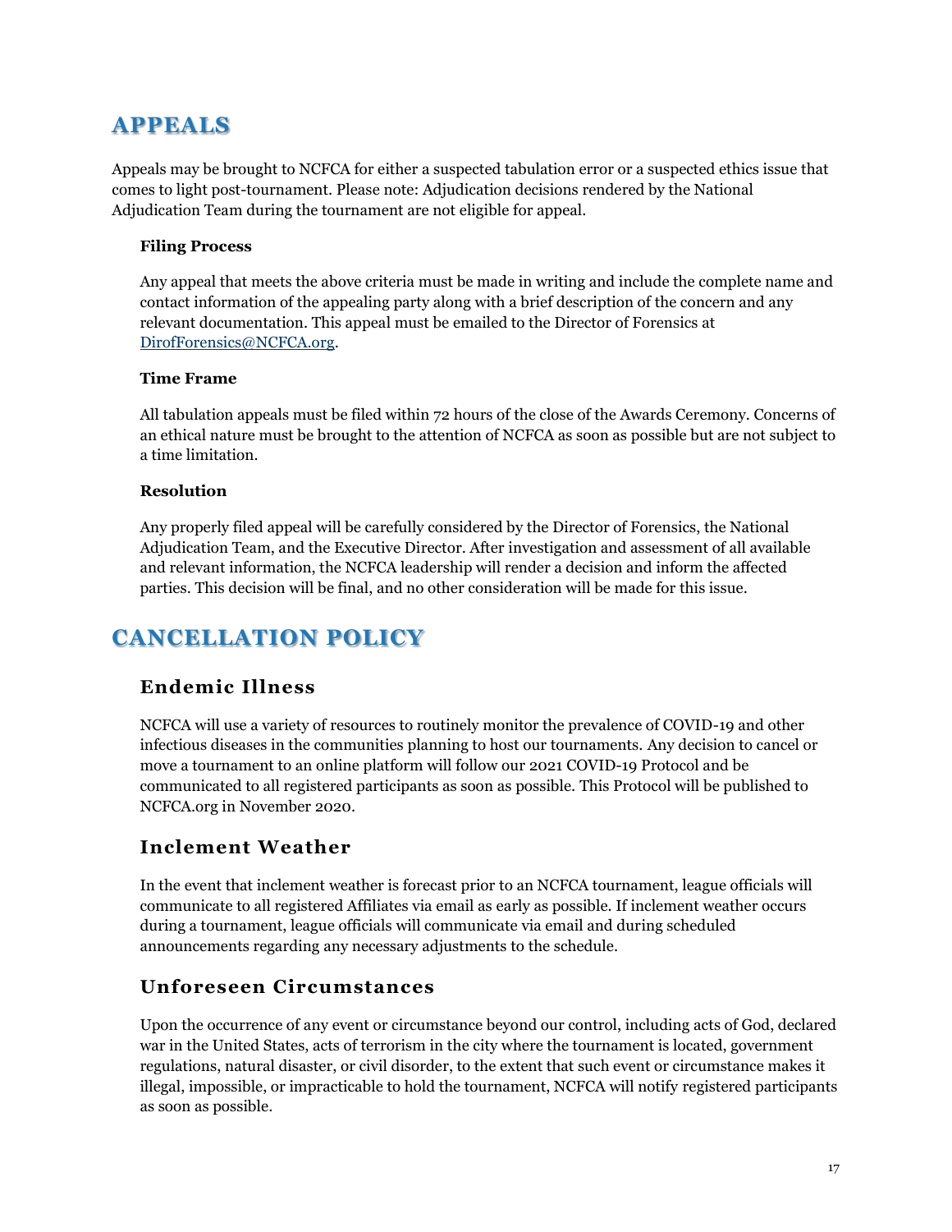# APPEALS

Appeals may be brought to NCFCA for either a suspected tabulation error or a suspected ethics issue that comes to light post-tournament. Please note: Adjudication decisions rendered by the National Adjudication Team during the tournament are not eligible for appeal.

**Filing Process**

Any appeal that meets the above criteria must be made in writing and include the complete name and contact information of the appealing party along with a brief description of the concern and any relevant documentation. This appeal must be emailed to the Director of Forensics at DirofForensics@NCFCA.org.

**Time Frame**

All tabulation appeals must be filed within 72 hours of the close of the Awards Ceremony. Concerns of an ethical nature must be brought to the attention of NCFCA as soon as possible but are not subject to a time limitation.

**Resolution**

Any properly filed appeal will be carefully considered by the Director of Forensics, the National Adjudication Team, and the Executive Director. After investigation and assessment of all available and relevant information, the NCFCA leadership will render a decision and inform the affected parties. This decision will be final, and no other consideration will be made for this issue.

# CANCELLATION POLICY

## Endemic Illness

NCFCA will use a variety of resources to routinely monitor the prevalence of COVID-19 and other infectious diseases in the communities planning to host our tournaments. Any decision to cancel or move a tournament to an online platform will follow our 2021 COVID-19 Protocol and be communicated to all registered participants as soon as possible. This Protocol will be published to NCFCA.org in November 2020.

## Inclement Weather

In the event that inclement weather is forecast prior to an NCFCA tournament, league officials will communicate to all registered Affiliates via email as early as possible. If inclement weather occurs during a tournament, league officials will communicate via email and during scheduled announcements regarding any necessary adjustments to the schedule.

## Unforeseen Circumstances

Upon the occurrence of any event or circumstance beyond our control, including acts of God, declared war in the United States, acts of terrorism in the city where the tournament is located, government regulations, natural disaster, or civil disorder, to the extent that such event or circumstance makes it illegal, impossible, or impracticable to hold the tournament, NCFCA will notify registered participants as soon as possible.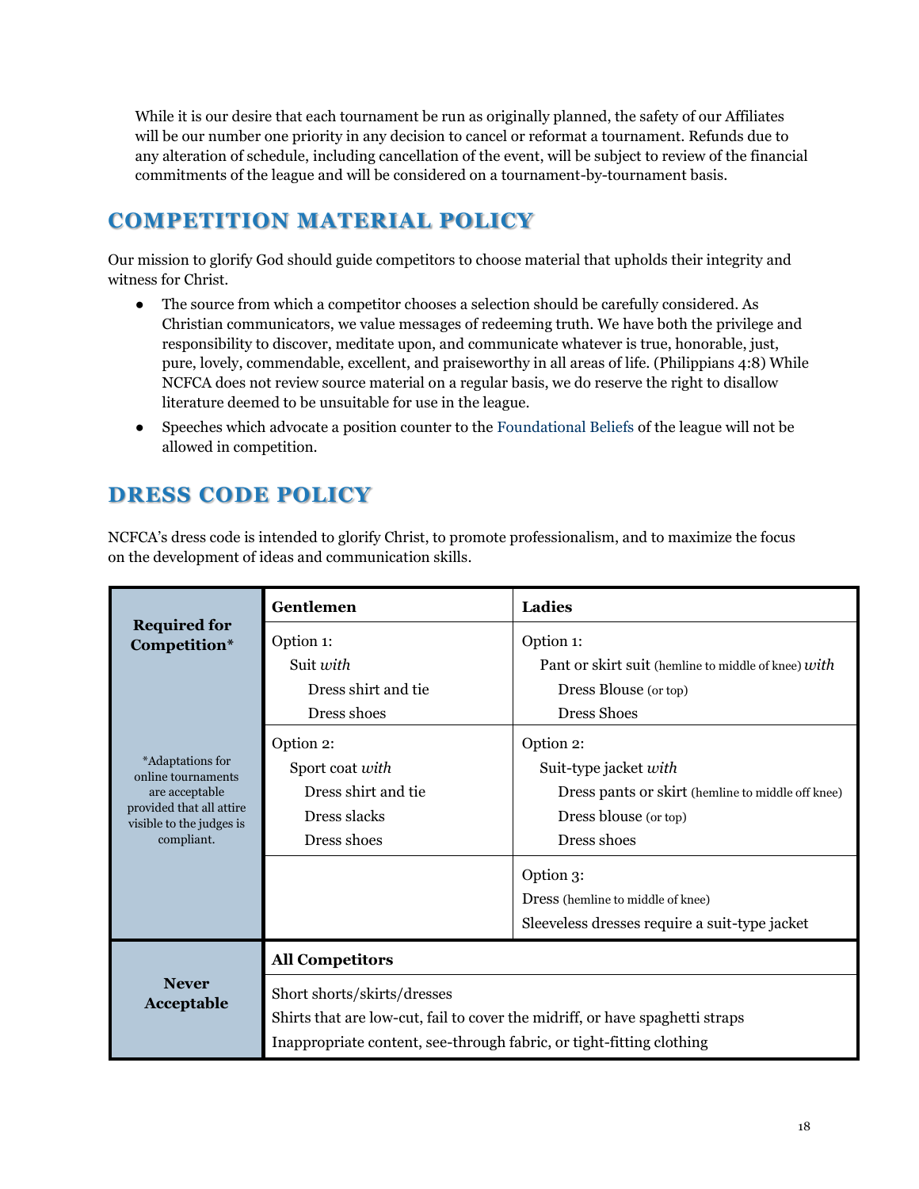While it is our desire that each tournament be run as originally planned, the safety of our Affiliates will be our number one priority in any decision to cancel or reformat a tournament. Refunds due to any alteration of schedule, including cancellation of the event, will be subject to review of the financial commitments of the league and will be considered on a tournament-by-tournament basis.

## COMPETITION MATERIAL POLICY

Our mission to glorify God should guide competitors to choose material that upholds their integrity and witness for Christ.

- The source from which a competitor chooses a selection should be carefully considered. As Christian communicators, we value messages of redeeming truth. We have both the privilege and responsibility to discover, meditate upon, and communicate whatever is true, honorable, just, pure, lovely, commendable, excellent, and praiseworthy in all areas of life. (Philippians 4:8) While NCFCA does not review source material on a regular basis, we do reserve the right to disallow literature deemed to be unsuitable for use in the league.
- Speeches which advocate a position counter to the Foundational Beliefs of the league will not be allowed in competition.

## DRESS CODE POLICY

NCFCA's dress code is intended to glorify Christ, to promote professionalism, and to maximize the focus on the development of ideas and communication skills.

| | Gentlemen | Ladies |
|---|---|---|
| **Required for Competition*** | Option 1:<br>Suit *with*<br>Dress shirt and tie<br>Dress shoes | Option 1:<br>Pant or skirt suit (hemline to middle of knee) *with*<br>Dress Blouse (or top)<br>Dress Shoes |
| *Adaptations for online tournaments are acceptable provided that all attire visible to the judges is compliant. | Option 2:<br>Sport coat *with*<br>Dress shirt and tie<br>Dress slacks<br>Dress shoes | Option 2:<br>Suit-type jacket *with*<br>Dress pants or skirt (hemline to middle off knee)<br>Dress blouse (or top)<br>Dress shoes |
| | | Option 3:<br>Dress (hemline to middle of knee)<br>Sleeveless dresses require a suit-type jacket |
| **Never Acceptable** | **All Competitors** | |
| | Short shorts/skirts/dresses<br>Shirts that are low-cut, fail to cover the midriff, or have spaghetti straps<br>Inappropriate content, see-through fabric, or tight-fitting clothing | |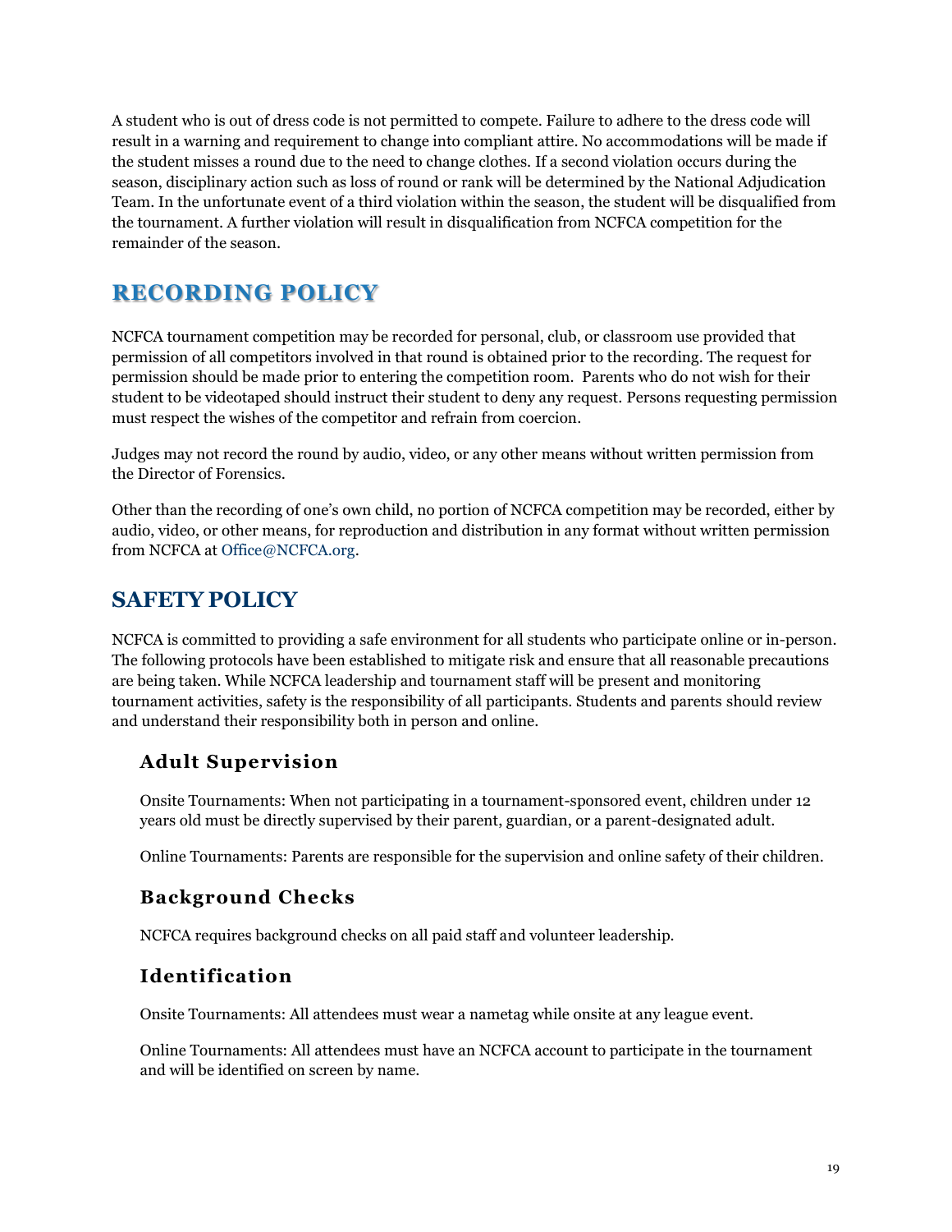A student who is out of dress code is not permitted to compete. Failure to adhere to the dress code will result in a warning and requirement to change into compliant attire. No accommodations will be made if the student misses a round due to the need to change clothes. If a second violation occurs during the season, disciplinary action such as loss of round or rank will be determined by the National Adjudication Team. In the unfortunate event of a third violation within the season, the student will be disqualified from the tournament. A further violation will result in disqualification from NCFCA competition for the remainder of the season.

## RECORDING POLICY

NCFCA tournament competition may be recorded for personal, club, or classroom use provided that permission of all competitors involved in that round is obtained prior to the recording. The request for permission should be made prior to entering the competition room. Parents who do not wish for their student to be videotaped should instruct their student to deny any request. Persons requesting permission must respect the wishes of the competitor and refrain from coercion.

Judges may not record the round by audio, video, or any other means without written permission from the Director of Forensics.

Other than the recording of one's own child, no portion of NCFCA competition may be recorded, either by audio, video, or other means, for reproduction and distribution in any format without written permission from NCFCA at Office@NCFCA.org.

## SAFETY POLICY

NCFCA is committed to providing a safe environment for all students who participate online or in-person. The following protocols have been established to mitigate risk and ensure that all reasonable precautions are being taken. While NCFCA leadership and tournament staff will be present and monitoring tournament activities, safety is the responsibility of all participants. Students and parents should review and understand their responsibility both in person and online.

### Adult Supervision

Onsite Tournaments: When not participating in a tournament-sponsored event, children under 12 years old must be directly supervised by their parent, guardian, or a parent-designated adult.

Online Tournaments: Parents are responsible for the supervision and online safety of their children.

### Background Checks

NCFCA requires background checks on all paid staff and volunteer leadership.

### Identification

Onsite Tournaments: All attendees must wear a nametag while onsite at any league event.

Online Tournaments: All attendees must have an NCFCA account to participate in the tournament and will be identified on screen by name.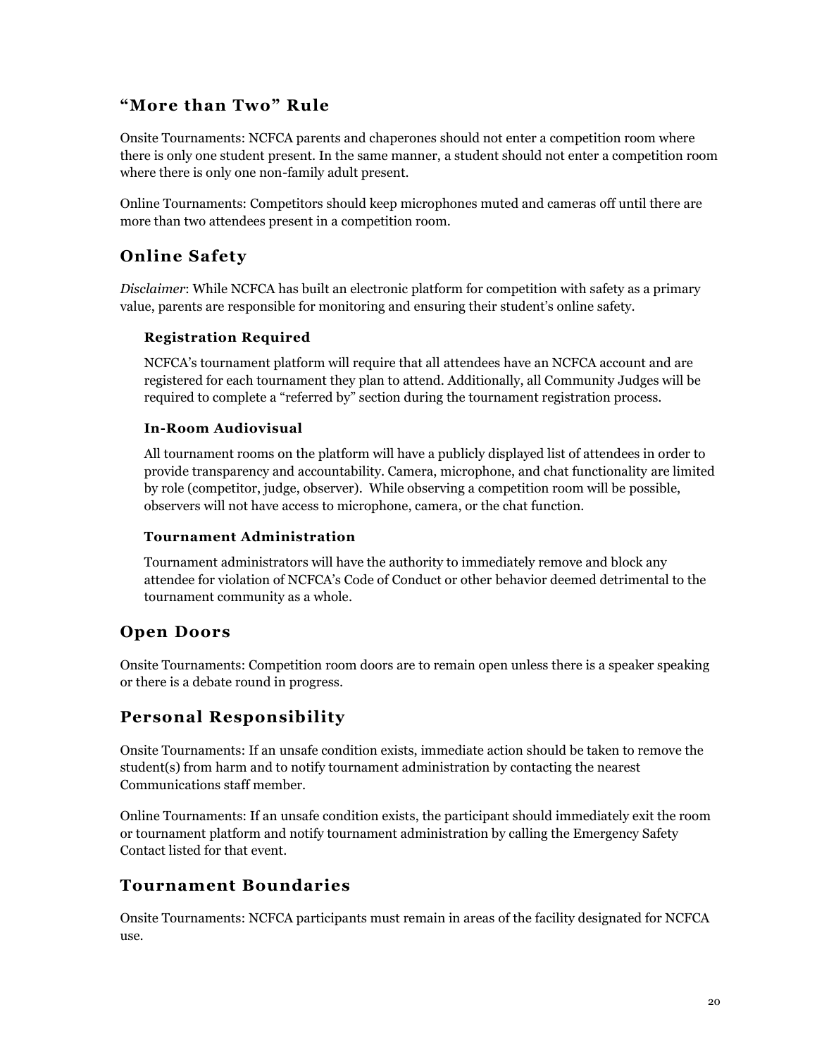## "More than Two" Rule

Onsite Tournaments: NCFCA parents and chaperones should not enter a competition room where there is only one student present. In the same manner, a student should not enter a competition room where there is only one non-family adult present.

Online Tournaments: Competitors should keep microphones muted and cameras off until there are more than two attendees present in a competition room.

## Online Safety

*Disclaimer*: While NCFCA has built an electronic platform for competition with safety as a primary value, parents are responsible for monitoring and ensuring their student's online safety.

### Registration Required

NCFCA's tournament platform will require that all attendees have an NCFCA account and are registered for each tournament they plan to attend. Additionally, all Community Judges will be required to complete a "referred by" section during the tournament registration process.

### In-Room Audiovisual

All tournament rooms on the platform will have a publicly displayed list of attendees in order to provide transparency and accountability. Camera, microphone, and chat functionality are limited by role (competitor, judge, observer). While observing a competition room will be possible, observers will not have access to microphone, camera, or the chat function.

### Tournament Administration

Tournament administrators will have the authority to immediately remove and block any attendee for violation of NCFCA's Code of Conduct or other behavior deemed detrimental to the tournament community as a whole.

## Open Doors

Onsite Tournaments: Competition room doors are to remain open unless there is a speaker speaking or there is a debate round in progress.

## Personal Responsibility

Onsite Tournaments: If an unsafe condition exists, immediate action should be taken to remove the student(s) from harm and to notify tournament administration by contacting the nearest Communications staff member.

Online Tournaments: If an unsafe condition exists, the participant should immediately exit the room or tournament platform and notify tournament administration by calling the Emergency Safety Contact listed for that event.

## Tournament Boundaries

Onsite Tournaments: NCFCA participants must remain in areas of the facility designated for NCFCA use.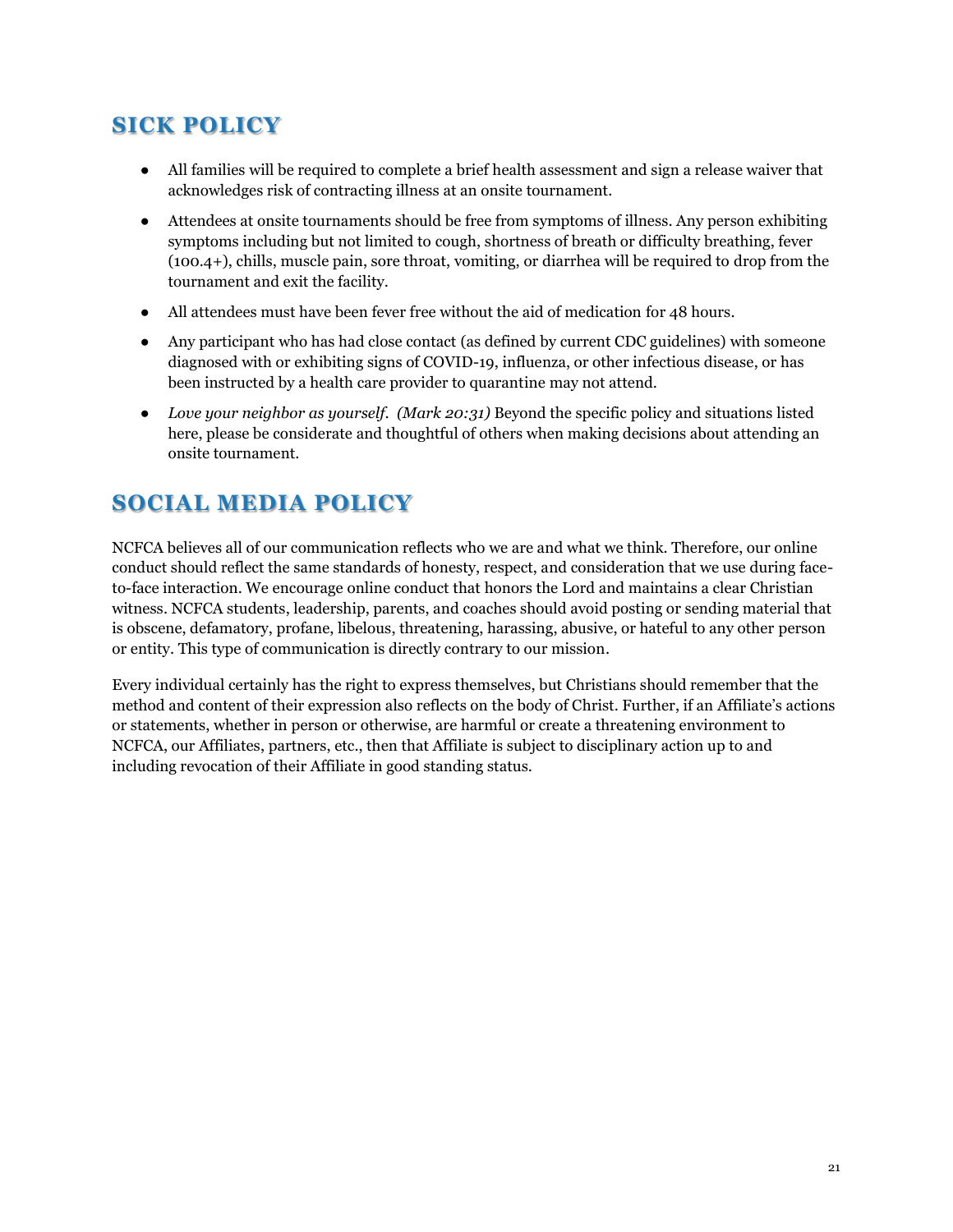## SICK POLICY

- All families will be required to complete a brief health assessment and sign a release waiver that acknowledges risk of contracting illness at an onsite tournament.
- Attendees at onsite tournaments should be free from symptoms of illness. Any person exhibiting symptoms including but not limited to cough, shortness of breath or difficulty breathing, fever (100.4+), chills, muscle pain, sore throat, vomiting, or diarrhea will be required to drop from the tournament and exit the facility.
- All attendees must have been fever free without the aid of medication for 48 hours.
- Any participant who has had close contact (as defined by current CDC guidelines) with someone diagnosed with or exhibiting signs of COVID-19, influenza, or other infectious disease, or has been instructed by a health care provider to quarantine may not attend.
- *Love your neighbor as yourself. (Mark 20:31)* Beyond the specific policy and situations listed here, please be considerate and thoughtful of others when making decisions about attending an onsite tournament.

## SOCIAL MEDIA POLICY

NCFCA believes all of our communication reflects who we are and what we think. Therefore, our online conduct should reflect the same standards of honesty, respect, and consideration that we use during face-to-face interaction. We encourage online conduct that honors the Lord and maintains a clear Christian witness. NCFCA students, leadership, parents, and coaches should avoid posting or sending material that is obscene, defamatory, profane, libelous, threatening, harassing, abusive, or hateful to any other person or entity. This type of communication is directly contrary to our mission.

Every individual certainly has the right to express themselves, but Christians should remember that the method and content of their expression also reflects on the body of Christ. Further, if an Affiliate's actions or statements, whether in person or otherwise, are harmful or create a threatening environment to NCFCA, our Affiliates, partners, etc., then that Affiliate is subject to disciplinary action up to and including revocation of their Affiliate in good standing status.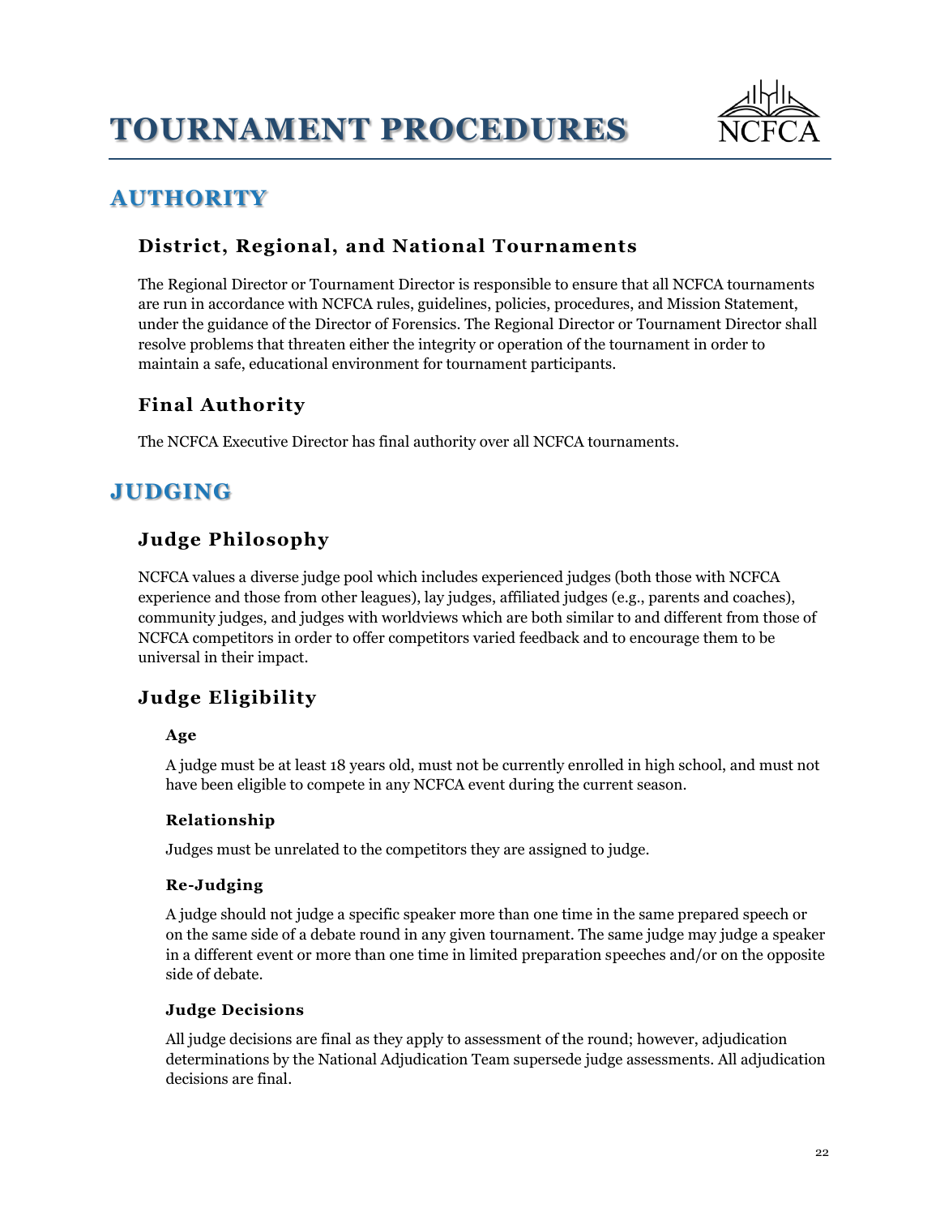# TOURNAMENT PROCEDURES

## AUTHORITY

### District, Regional, and National Tournaments

The Regional Director or Tournament Director is responsible to ensure that all NCFCA tournaments are run in accordance with NCFCA rules, guidelines, policies, procedures, and Mission Statement, under the guidance of the Director of Forensics. The Regional Director or Tournament Director shall resolve problems that threaten either the integrity or operation of the tournament in order to maintain a safe, educational environment for tournament participants.

### Final Authority

The NCFCA Executive Director has final authority over all NCFCA tournaments.

## JUDGING

### Judge Philosophy

NCFCA values a diverse judge pool which includes experienced judges (both those with NCFCA experience and those from other leagues), lay judges, affiliated judges (e.g., parents and coaches), community judges, and judges with worldviews which are both similar to and different from those of NCFCA competitors in order to offer competitors varied feedback and to encourage them to be universal in their impact.

### Judge Eligibility

#### Age

A judge must be at least 18 years old, must not be currently enrolled in high school, and must not have been eligible to compete in any NCFCA event during the current season.

#### Relationship

Judges must be unrelated to the competitors they are assigned to judge.

#### Re-Judging

A judge should not judge a specific speaker more than one time in the same prepared speech or on the same side of a debate round in any given tournament. The same judge may judge a speaker in a different event or more than one time in limited preparation speeches and/or on the opposite side of debate.

#### Judge Decisions

All judge decisions are final as they apply to assessment of the round; however, adjudication determinations by the National Adjudication Team supersede judge assessments. All adjudication decisions are final.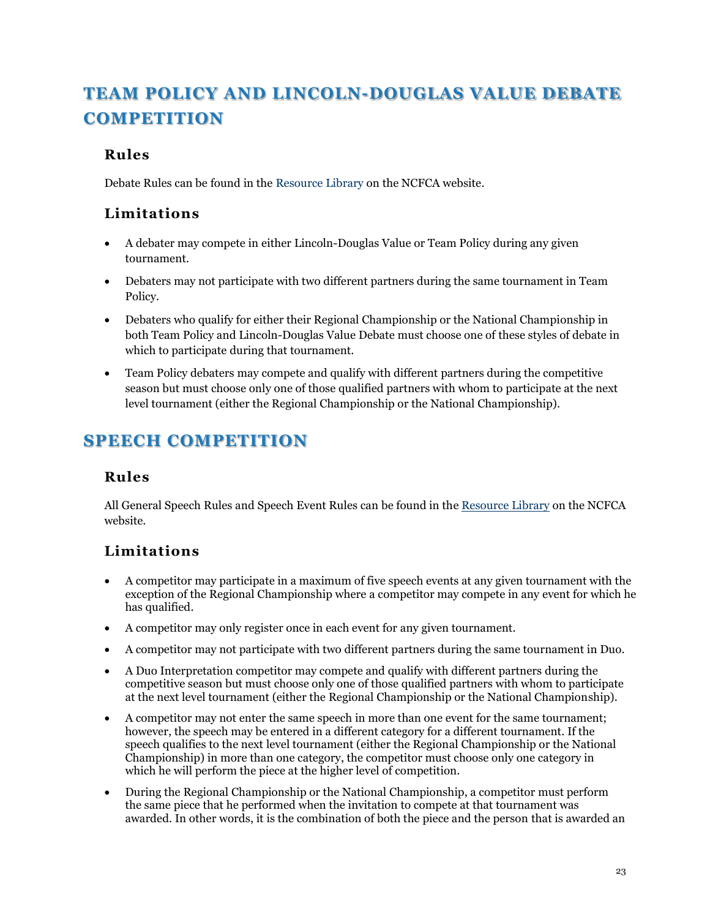# TEAM POLICY AND LINCOLN-DOUGLAS VALUE DEBATE COMPETITION

## Rules

Debate Rules can be found in the Resource Library on the NCFCA website.

## Limitations

- A debater may compete in either Lincoln-Douglas Value or Team Policy during any given tournament.
- Debaters may not participate with two different partners during the same tournament in Team Policy.
- Debaters who qualify for either their Regional Championship or the National Championship in both Team Policy and Lincoln-Douglas Value Debate must choose one of these styles of debate in which to participate during that tournament.
- Team Policy debaters may compete and qualify with different partners during the competitive season but must choose only one of those qualified partners with whom to participate at the next level tournament (either the Regional Championship or the National Championship).

# SPEECH COMPETITION

## Rules

All General Speech Rules and Speech Event Rules can be found in the Resource Library on the NCFCA website.

## Limitations

- A competitor may participate in a maximum of five speech events at any given tournament with the exception of the Regional Championship where a competitor may compete in any event for which he has qualified.
- A competitor may only register once in each event for any given tournament.
- A competitor may not participate with two different partners during the same tournament in Duo.
- A Duo Interpretation competitor may compete and qualify with different partners during the competitive season but must choose only one of those qualified partners with whom to participate at the next level tournament (either the Regional Championship or the National Championship).
- A competitor may not enter the same speech in more than one event for the same tournament; however, the speech may be entered in a different category for a different tournament. If the speech qualifies to the next level tournament (either the Regional Championship or the National Championship) in more than one category, the competitor must choose only one category in which he will perform the piece at the higher level of competition.
- During the Regional Championship or the National Championship, a competitor must perform the same piece that he performed when the invitation to compete at that tournament was awarded. In other words, it is the combination of both the piece and the person that is awarded an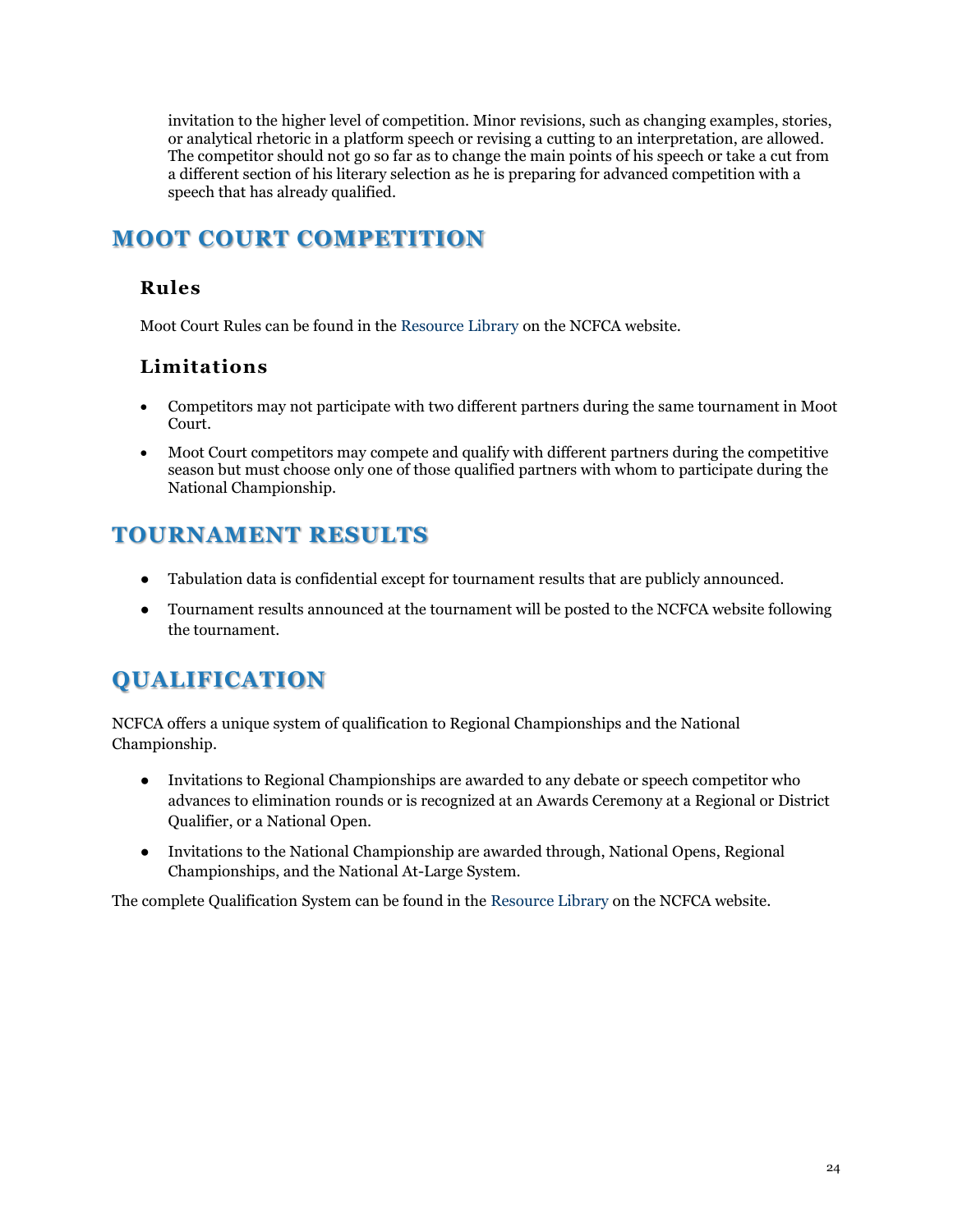invitation to the higher level of competition. Minor revisions, such as changing examples, stories, or analytical rhetoric in a platform speech or revising a cutting to an interpretation, are allowed. The competitor should not go so far as to change the main points of his speech or take a cut from a different section of his literary selection as he is preparing for advanced competition with a speech that has already qualified.

## MOOT COURT COMPETITION

### Rules

Moot Court Rules can be found in the Resource Library on the NCFCA website.

### Limitations

- Competitors may not participate with two different partners during the same tournament in Moot Court.
- Moot Court competitors may compete and qualify with different partners during the competitive season but must choose only one of those qualified partners with whom to participate during the National Championship.

## TOURNAMENT RESULTS

- Tabulation data is confidential except for tournament results that are publicly announced.
- Tournament results announced at the tournament will be posted to the NCFCA website following the tournament.

## QUALIFICATION

NCFCA offers a unique system of qualification to Regional Championships and the National Championship.

- Invitations to Regional Championships are awarded to any debate or speech competitor who advances to elimination rounds or is recognized at an Awards Ceremony at a Regional or District Qualifier, or a National Open.
- Invitations to the National Championship are awarded through, National Opens, Regional Championships, and the National At-Large System.

The complete Qualification System can be found in the Resource Library on the NCFCA website.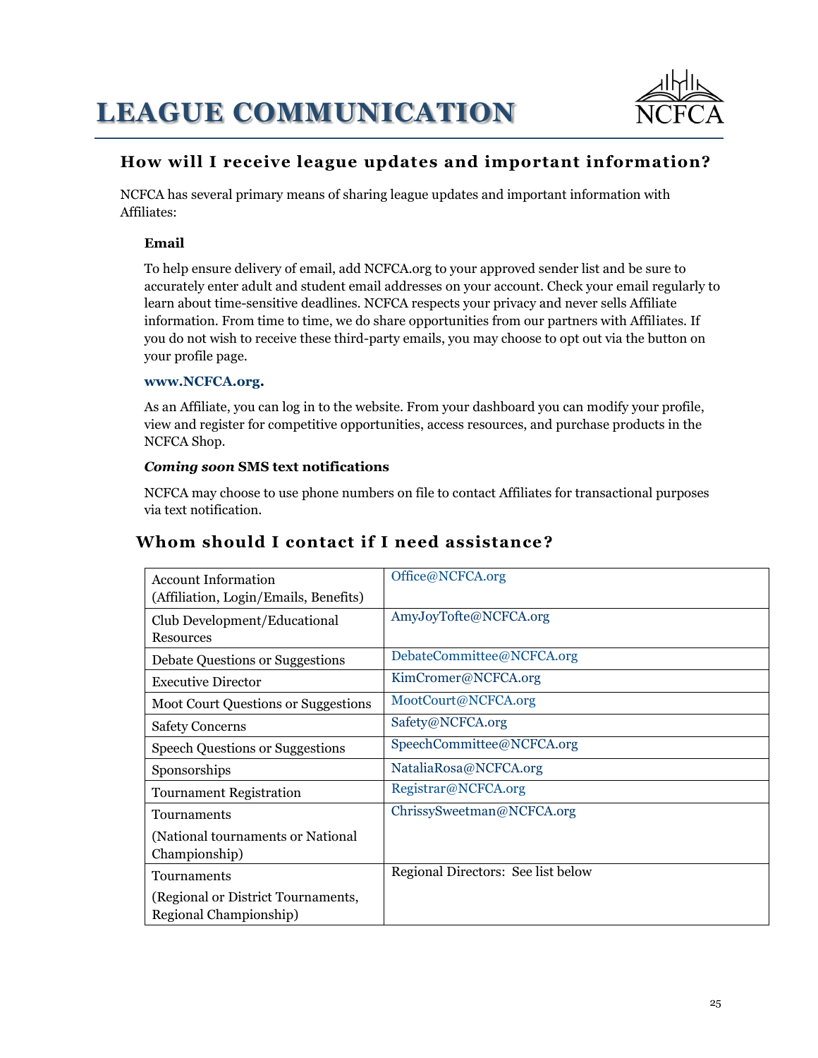# LEAGUE COMMUNICATION

## How will I receive league updates and important information?

NCFCA has several primary means of sharing league updates and important information with Affiliates:

**Email**

To help ensure delivery of email, add NCFCA.org to your approved sender list and be sure to accurately enter adult and student email addresses on your account. Check your email regularly to learn about time-sensitive deadlines. NCFCA respects your privacy and never sells Affiliate information. From time to time, we do share opportunities from our partners with Affiliates. If you do not wish to receive these third-party emails, you may choose to opt out via the button on your profile page.

**www.NCFCA.org.**

As an Affiliate, you can log in to the website. From your dashboard you can modify your profile, view and register for competitive opportunities, access resources, and purchase products in the NCFCA Shop.

***Coming soon*** **SMS text notifications**

NCFCA may choose to use phone numbers on file to contact Affiliates for transactional purposes via text notification.

## Whom should I contact if I need assistance?

| | |
|---|---|
| Account Information (Affiliation, Login/Emails, Benefits) | Office@NCFCA.org |
| Club Development/Educational Resources | AmyJoyTofte@NCFCA.org |
| Debate Questions or Suggestions | DebateCommittee@NCFCA.org |
| Executive Director | KimCromer@NCFCA.org |
| Moot Court Questions or Suggestions | MootCourt@NCFCA.org |
| Safety Concerns | Safety@NCFCA.org |
| Speech Questions or Suggestions | SpeechCommittee@NCFCA.org |
| Sponsorships | NataliaRosa@NCFCA.org |
| Tournament Registration | Registrar@NCFCA.org |
| Tournaments (National tournaments or National Championship) | ChrissySweetman@NCFCA.org |
| Tournaments (Regional or District Tournaments, Regional Championship) | Regional Directors: See list below |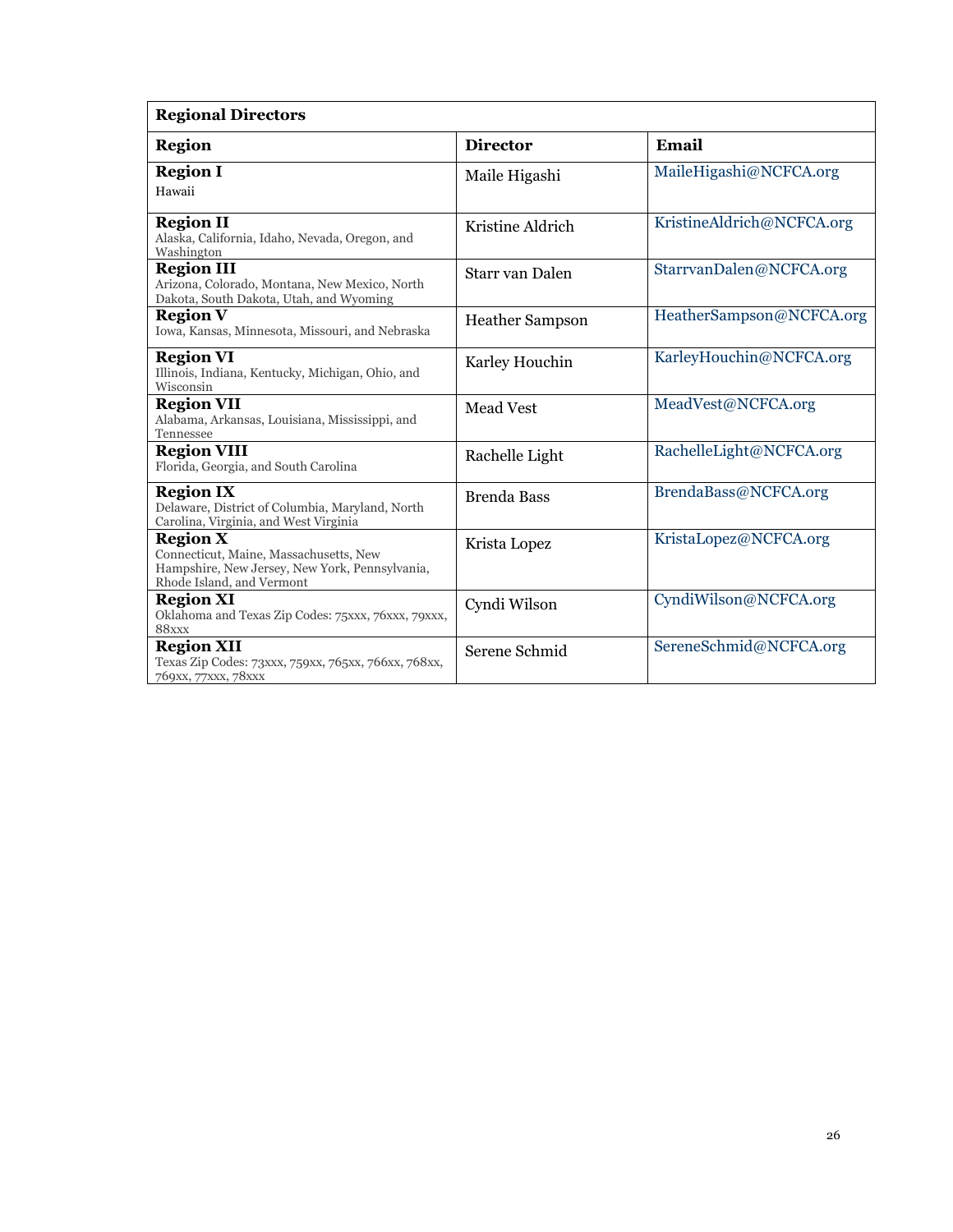| Regional Directors | | |
|---|---|---|
| **Region** | **Director** | **Email** |
| **Region I** Hawaii | Maile Higashi | MaileHigashi@NCFCA.org |
| **Region II** Alaska, California, Idaho, Nevada, Oregon, and Washington | Kristine Aldrich | KristineAldrich@NCFCA.org |
| **Region III** Arizona, Colorado, Montana, New Mexico, North Dakota, South Dakota, Utah, and Wyoming | Starr van Dalen | StarrvanDalen@NCFCA.org |
| **Region V** Iowa, Kansas, Minnesota, Missouri, and Nebraska | Heather Sampson | HeatherSampson@NCFCA.org |
| **Region VI** Illinois, Indiana, Kentucky, Michigan, Ohio, and Wisconsin | Karley Houchin | KarleyHouchin@NCFCA.org |
| **Region VII** Alabama, Arkansas, Louisiana, Mississippi, and Tennessee | Mead Vest | MeadVest@NCFCA.org |
| **Region VIII** Florida, Georgia, and South Carolina | Rachelle Light | RachelleLight@NCFCA.org |
| **Region IX** Delaware, District of Columbia, Maryland, North Carolina, Virginia, and West Virginia | Brenda Bass | BrendaBass@NCFCA.org |
| **Region X** Connecticut, Maine, Massachusetts, New Hampshire, New Jersey, New York, Pennsylvania, Rhode Island, and Vermont | Krista Lopez | KristaLopez@NCFCA.org |
| **Region XI** Oklahoma and Texas Zip Codes: 75xxx, 76xxx, 79xxx, 88xxx | Cyndi Wilson | CyndiWilson@NCFCA.org |
| **Region XII** Texas Zip Codes: 73xxx, 759xx, 765xx, 766xx, 768xx, 769xx, 77xxx, 78xxx | Serene Schmid | SereneSchmid@NCFCA.org |